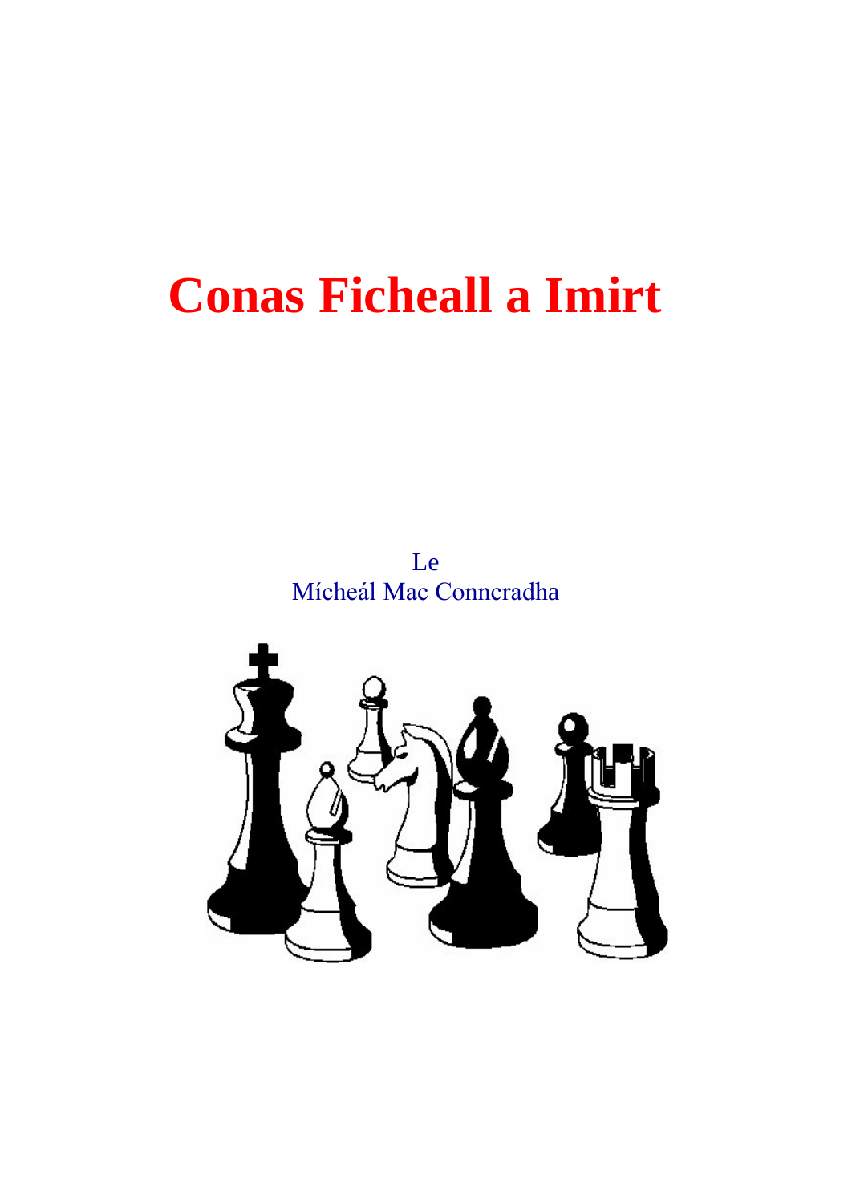# Conas Ficheall a Imirt

Le
Mícheál Mac Conncradha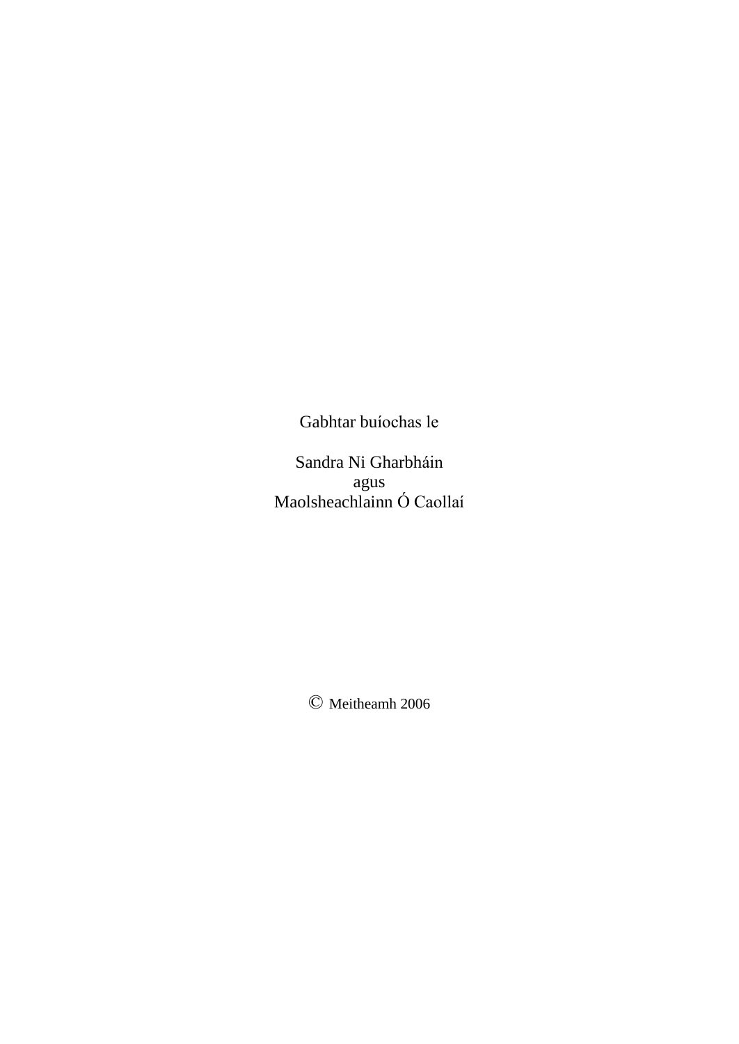Gabhtar buíochas le

Sandra Ni Gharbháin
agus
Maolsheachlainn Ó Caollaí

© Meitheamh 2006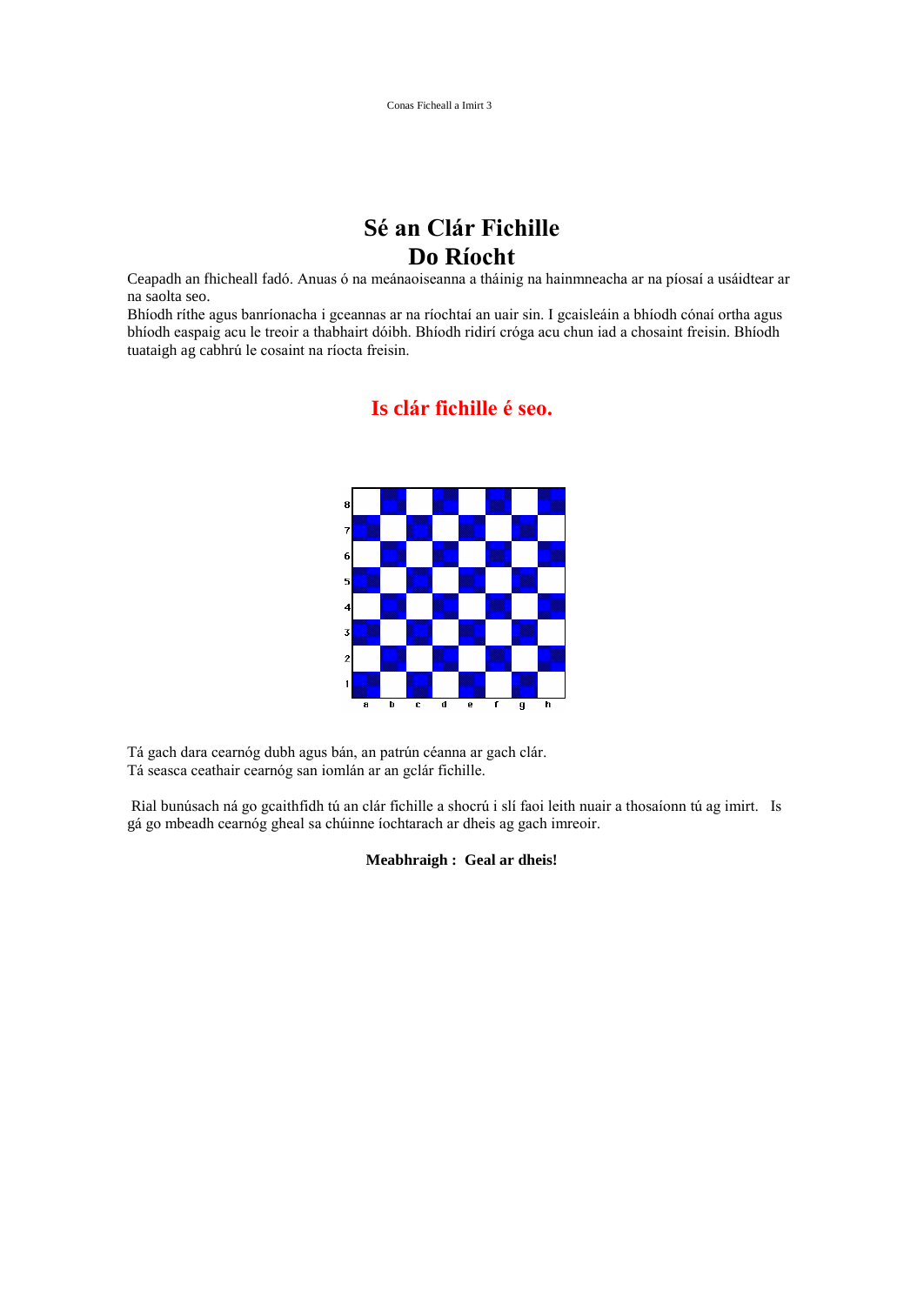# Sé an Clár Fichille
# Do Ríocht

Ceapadh an fhicheall fadó. Anuas ó na meánaoiseanna a tháinig na hainmneacha ar na píosaí a usáidtear ar na saolta seo.
Bhíodh ríthe agus banríonacha i gceannas ar na ríochtaí an uair sin. I gcaisleáin a bhíodh cónaí ortha agus bhíodh easpaig acu le treoir a thabhairt dóibh. Bhíodh ridirí cróga acu chun iad a chosaint freisin. Bhíodh tuataigh ag cabhrú le cosaint na ríocta freisin.

## Is clár fichille é seo.

Tá gach dara cearnóg dubh agus bán, an patrún céanna ar gach clár.
Tá seasca ceathair cearnóg san iomlán ar an gclár fichille.

Rial bunúsach ná go gcaithfidh tú an clár fichille a shocrú i slí faoi leith nuair a thosaíonn tú ag imirt. Is gá go mbeadh cearnóg gheal sa chúinne íochtarach ar dheis ag gach imreoir.

**Meabhraigh : Geal ar dheis!**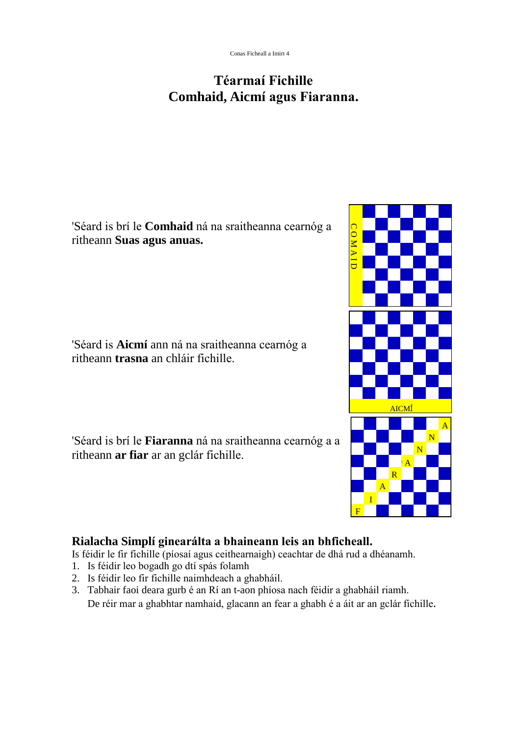# Téarmaí Fichille
# Comhaid, Aicmí agus Fiaranna.

'Séard is brí le **Comhaid** ná na sraitheanna cearnóg a ritheann **Suas agus anuas.**

COMAID

'Séard is **Aicmí** ann ná na sraitheanna cearnóg a ritheann **trasna** an chláir fichille.

AICMÍ

'Séard is brí le **Fiaranna** ná na sraitheanna cearnóg a a ritheann **ar fiar** ar an gclár fichille.

F I A R A N N A

## Rialacha Simplí ginearálta a bhaineann leis an bhficheall.

Is féidir le fir fichille (píosaí agus ceithearnaigh) ceachtar de dhá rud a dhéanamh.

1. Is féidir leo bogadh go dtí spás folamh
2. Is féidir leo fir fichille naimhdeach a ghabháil.
3. Tabhair faoi deara gurb é an Rí an t-aon phíosa nach féidir a ghabháil riamh.
   De réir mar a ghabhtar namhaid, glacann an fear a ghabh é a áit ar an gclár fichille.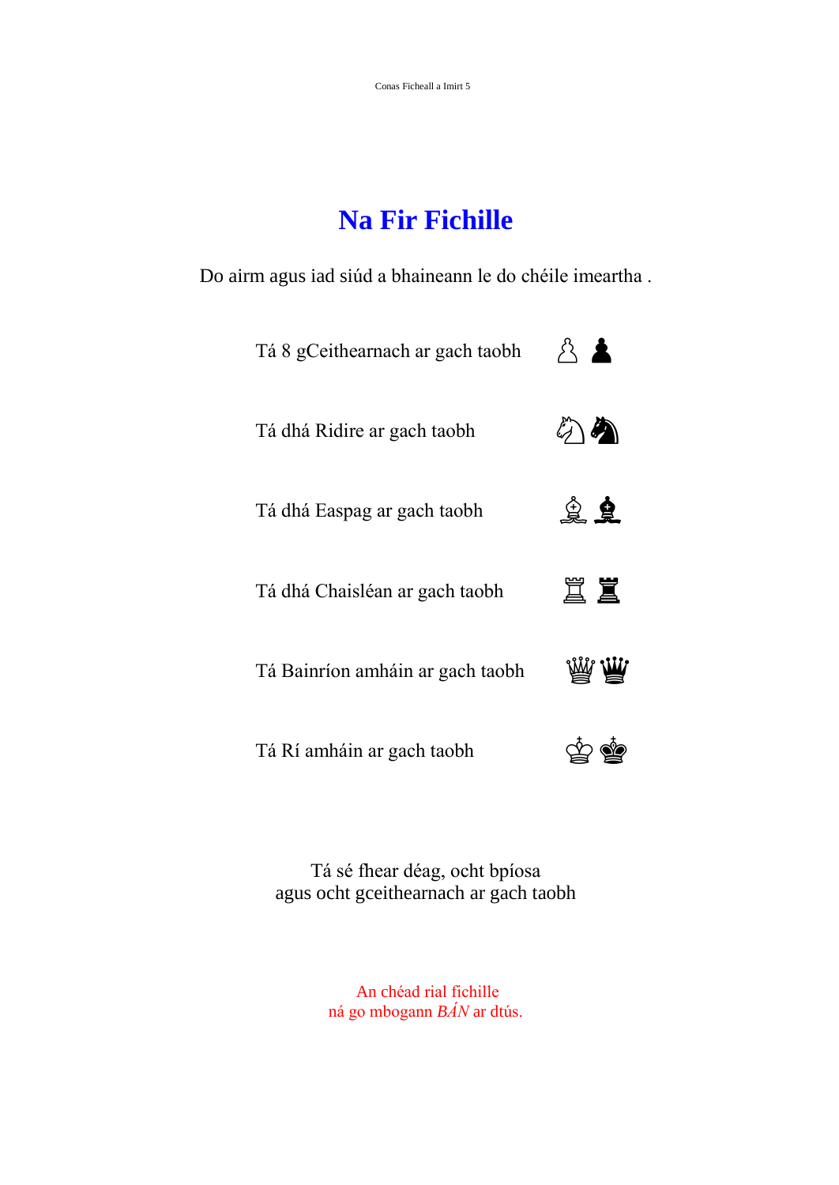# Na Fir Fichille

Do airm agus iad siúd a bhaineann le do chéile imeartha .

Tá 8 gCeithearnach ar gach taobh ♙ ♟

Tá dhá Ridire ar gach taobh ♘ ♞

Tá dhá Easpag ar gach taobh ♗ ♝

Tá dhá Chaisléan ar gach taobh ♖ ♜

Tá Bainríon amháin ar gach taobh ♕ ♛

Tá Rí amháin ar gach taobh ♔ ♚

Tá sé fhear déag, ocht bpíosa
agus ocht gceithearnach ar gach taobh

An chéad rial fichille
ná go mbogann *BÁN* ar dtús.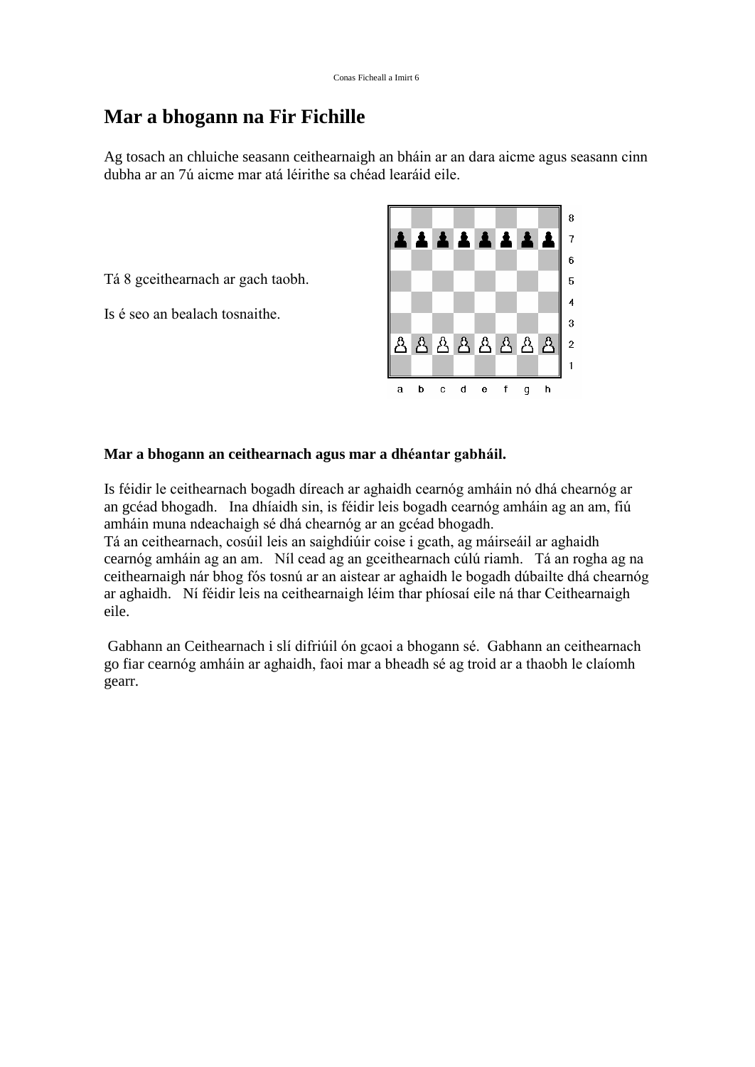# Mar a bhogann na Fir Fichille

Ag tosach an chluiche seasann ceithearnaigh an bháin ar an dara aicme agus seasann cinn dubha ar an 7ú aicme mar atá léirithe sa chéad learáid eile.

Tá 8 gceithearnach ar gach taobh.

Is é seo an bealach tosnaithe.

**Mar a bhogann an ceithearnach agus mar a dhéantar gabháil.**

Is féidir le ceithearnach bogadh díreach ar aghaidh cearnóg amháin nó dhá chearnóg ar an gcéad bhogadh. Ina dhíaidh sin, is féidir leis bogadh cearnóg amháin ag an am, fiú amháin muna ndeachaigh sé dhá chearnóg ar an gcéad bhogadh.
Tá an ceithearnach, cosúil leis an saighdiúir coise i gcath, ag máirseáil ar aghaidh cearnóg amháin ag an am. Níl cead ag an gceithearnach cúlú riamh. Tá an rogha ag na ceithearnaigh nár bhog fós tosnú ar an aistear ar aghaidh le bogadh dúbailte dhá chearnóg ar aghaidh. Ní féidir leis na ceithearnaigh léim thar phíosaí eile ná thar Ceithearnaigh eile.

Gabhann an Ceithearnach i slí difriúil ón gcaoi a bhogann sé. Gabhann an ceithearnach go fiar cearnóg amháin ar aghaidh, faoi mar a bheadh sé ag troid ar a thaobh le claíomh gearr.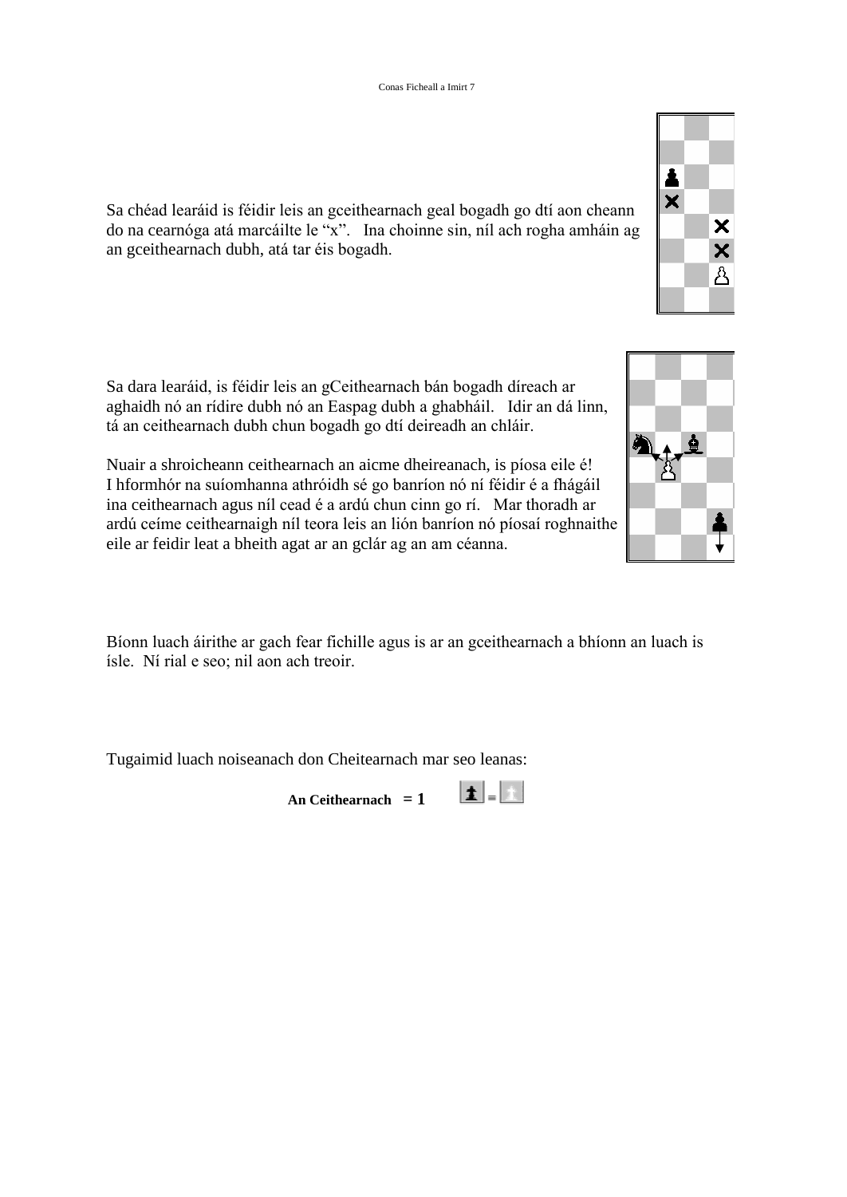Sa chéad learáid is féidir leis an gceithearnach geal bogadh go dtí aon cheann do na cearnóga atá marcáilte le “x”.   Ina choinne sin, níl ach rogha amháin ag an gceithearnach dubh, atá tar éis bogadh.

Sa dara learáid, is féidir leis an gCeithearnach bán bogadh díreach ar aghaidh nó an rídire dubh nó an Easpag dubh a ghabháil.   Idir an dá linn, tá an ceithearnach dubh chun bogadh go dtí deireadh an chláir.

Nuair a shroicheann ceithearnach an aicme dheireanach, is píosa eile é! I hformhór na suíomhanna athróidh sé go banríon nó ní féidir é a fhágáil ina cheithearnach agus níl cead é a ardú chun cinn go rí.   Mar thoradh ar ardú céime ceithearnaigh níl teora leis an lión banríon nó píosaí roghnaithe eile ar feidir leat a bheith agat ar an gclár ag an am céanna.

Bíonn luach áirithe ar gach fear fichille agus is ar an gceithearnach a bhíonn an luach is ísle.  Ní rial e seo; nil aon ach treoir.

Tugaimid luach noiseanach don Cheitearnach mar seo leanas:

**An Ceithearnach   = 1**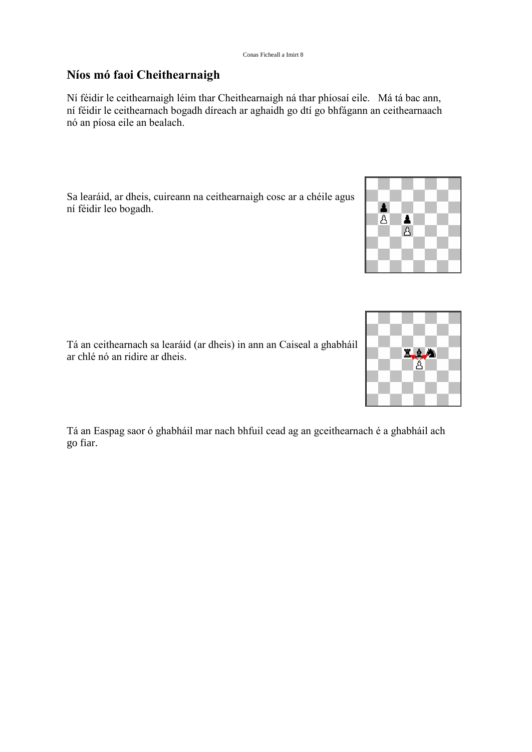## Níos mó faoi Cheithearnaigh

Ní féidir le ceithearnaigh léim thar Cheithearnaigh ná thar phíosaí eile. Má tá bac ann, ní féidir le ceithearnach bogadh díreach ar aghaidh go dtí go bhfágann an ceithearnaach nó an píosa eile an bealach.

Sa learáid, ar dheis, cuireann na ceithearnaigh cosc ar a chéile agus ní féidir leo bogadh.

Tá an ceithearnach sa learáid (ar dheis) in ann an Caiseal a ghabháil ar chlé nó an ridire ar dheis.

Tá an Easpag saor ó ghabháil mar nach bhfuil cead ag an gceithearnach é a ghabháil ach go fiar.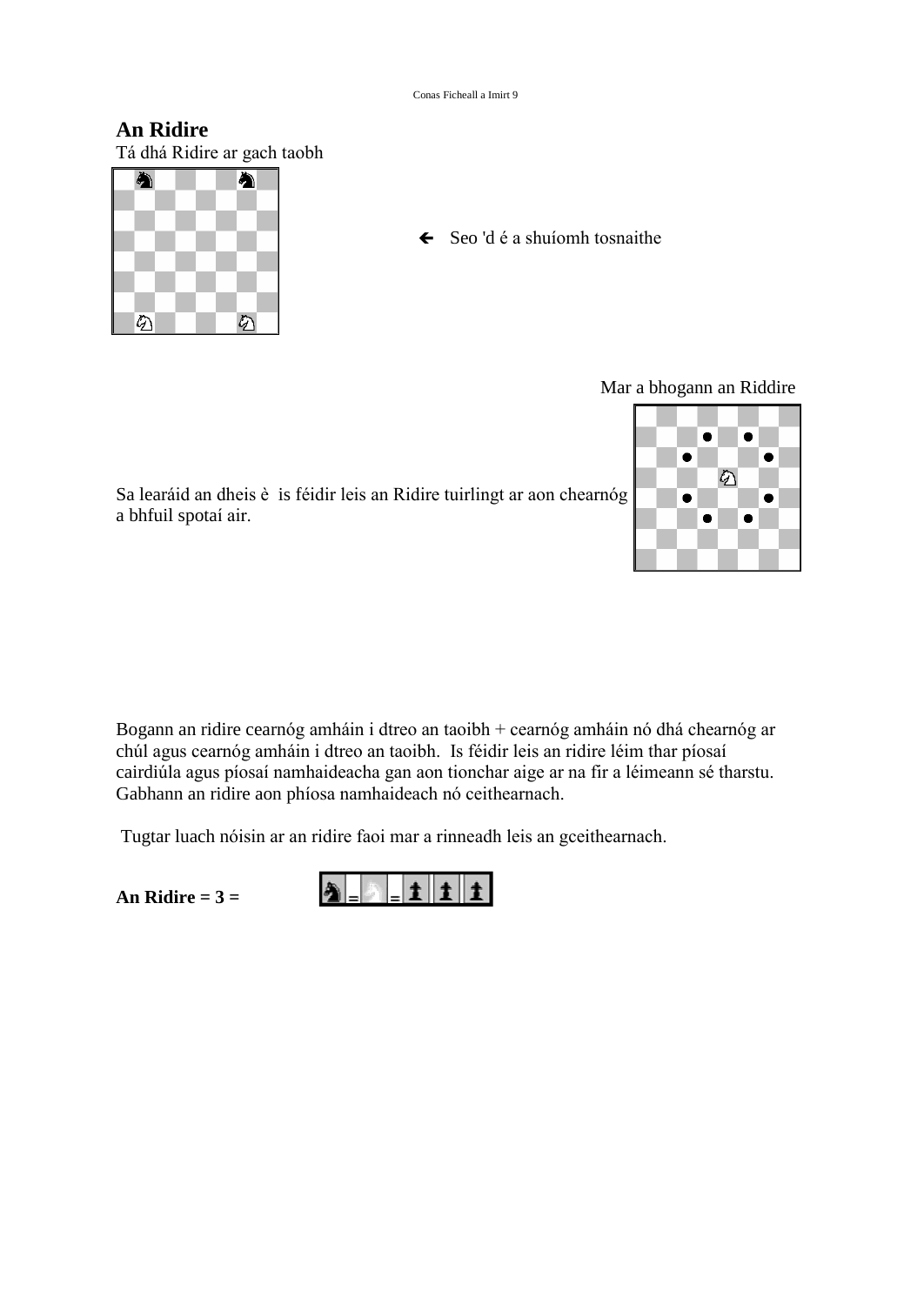## An Ridire

Tá dhá Ridire ar gach taobh

🡐 Seo 'd é a shuíomh tosnaithe

Mar a bhogann an Riddire

Sa learáid an dheis è is féidir leis an Ridire tuirlingt ar aon chearnóg a bhfuil spotaí air.

Bogann an ridire cearnóg amháin i dtreo an taoibh + cearnóg amháin nó dhá chearnóg ar chúl agus cearnóg amháin i dtreo an taoibh. Is féidir leis an ridire léim thar píosaí cairdiúla agus píosaí namhaideacha gan aon tionchar aige ar na fir a léimeann sé tharstu. Gabhann an ridire aon phíosa namhaideach nó ceithearnach.

Tugtar luach nóisin ar an ridire faoi mar a rinneadh leis an gceithearnach.

**An Ridire = 3 =** ♞ = ♘ = ♟ ♟ ♟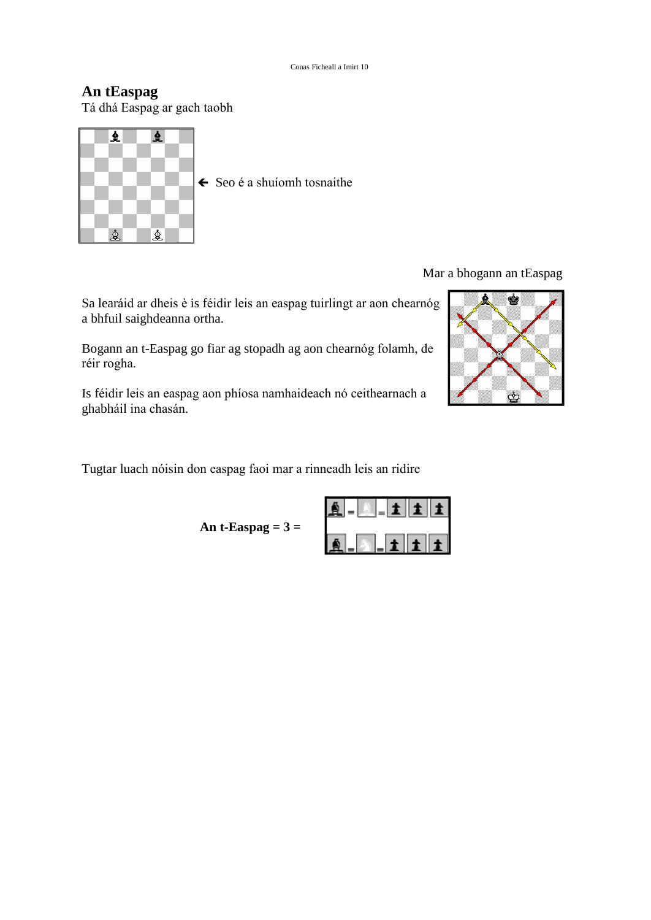## An tEaspag

Tá dhá Easpag ar gach taobh

← Seo é a shuíomh tosnaithe

Mar a bhogann an tEaspag

Sa learáid ar dheis è is féidir leis an easpag tuirlingt ar aon chearnóg a bhfuil saighdeanna ortha.

Bogann an t-Easpag go fiar ag stopadh ag aon chearnóg folamh, de réir rogha.

Is féidir leis an easpag aon phíosa namhaideach nó ceithearnach a ghabháil ina chasán.

Tugtar luach nóisin don easpag faoi mar a rinneadh leis an ridire

**An t-Easpag = 3 =**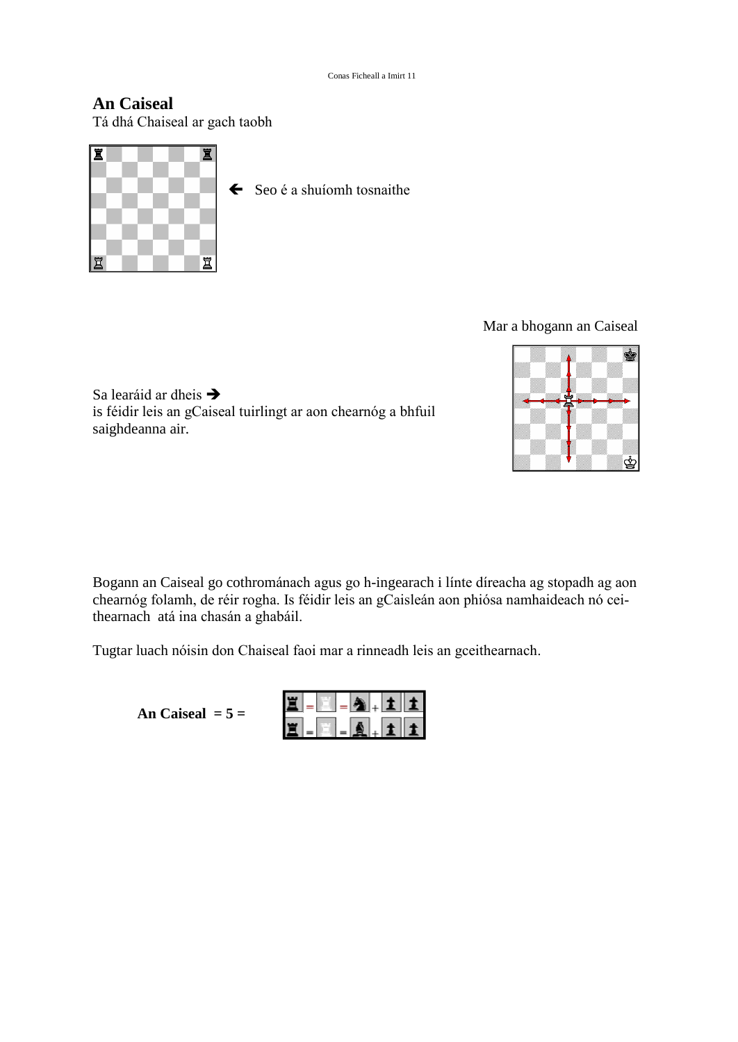## An Caiseal

Tá dhá Chaiseal ar gach taobh

🡐 Seo é a shuíomh tosnaithe

Mar a bhogann an Caiseal

Sa learáid ar dheis ➔
is féidir leis an gCaiseal tuirlingt ar aon chearnóg a bhfuil saighdeanna air.

Bogann an Caiseal go cothrománach agus go h-ingearach i línte díreacha ag stopadh ag aon chearnóg folamh, de réir rogha. Is féidir leis an gCaisleán aon phíosa namhaideach nó ceithearnach atá ina chasán a ghabáil.

Tugtar luach nóisin don Chaiseal faoi mar a rinneadh leis an gceithearnach.

**An Caiseal = 5 =**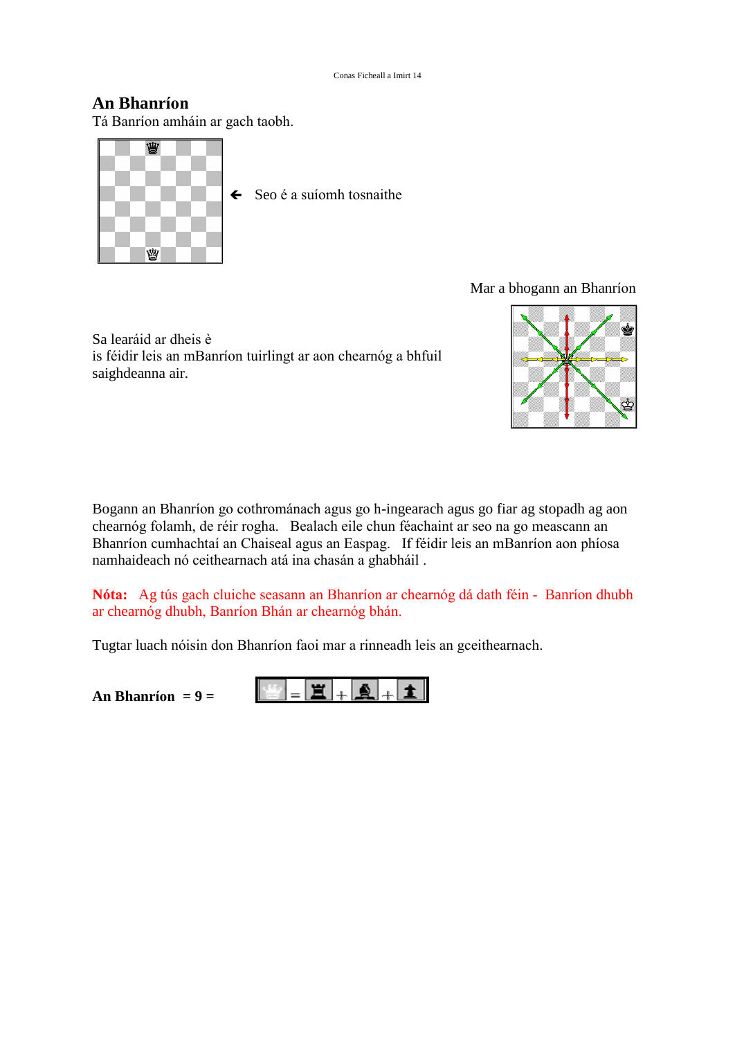## An Bhanríon

Tá Banríon amháin ar gach taobh.

← Seo é a suíomh tosnaithe

Mar a bhogann an Bhanríon

Sa learáid ar dheis è
is féidir leis an mBanríon tuirlingt ar aon chearnóg a bhfuil saighdeanna air.

Bogann an Bhanríon go cothrománach agus go h-ingearach agus go fiar ag stopadh ag aon chearnóg folamh, de réir rogha. Bealach eile chun féachaint ar seo na go meascann an Bhanríon cumhachtaí an Chaiseal agus an Easpag. If féidir leis an mBanríon aon phíosa namhaideach nó ceithearnach atá ina chasán a ghabháil .

**Nóta:** Ag tús gach cluiche seasann an Bhanríon ar chearnóg dá dath féin - Banríon dhubh ar chearnóg dhubh, Banríon Bhán ar chearnóg bhán.

Tugtar luach nóisin don Bhanríon faoi mar a rinneadh leis an gceithearnach.

**An Bhanríon = 9 =** ♕ = ♜ + ♝ + ♟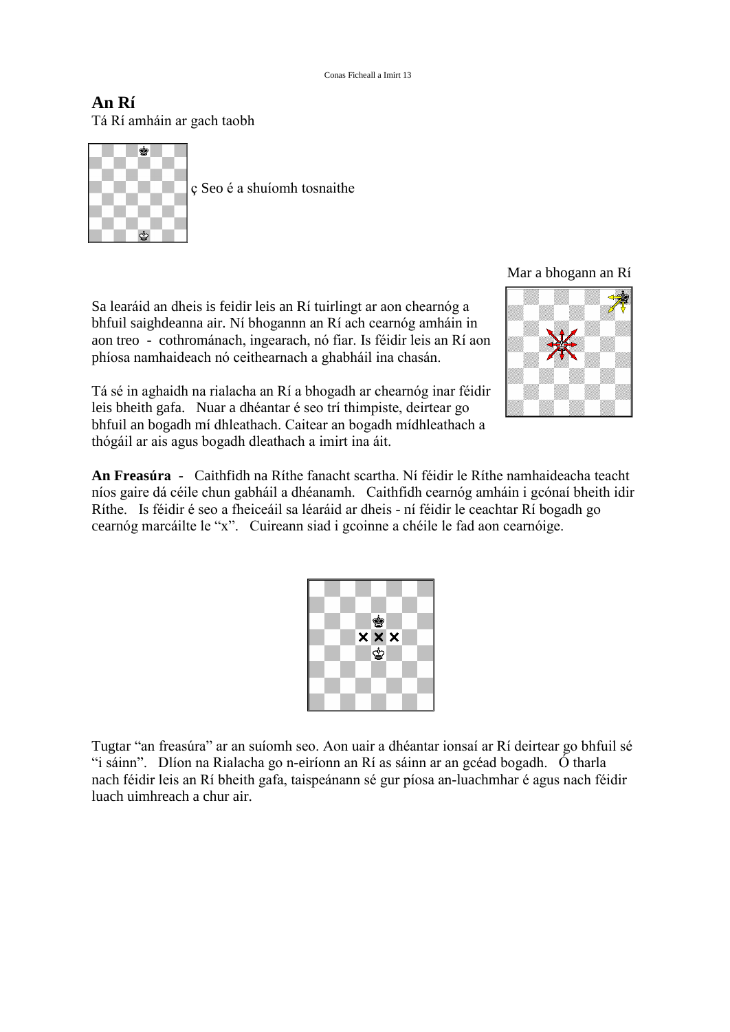## An Rí

Tá Rí amháin ar gach taobh

ç Seo é a shuíomh tosnaithe

Mar a bhogann an Rí

Sa learáid an dheis is feidir leis an Rí tuirlingt ar aon chearnóg a bhfuil saighdeanna air. Ní bhogannn an Rí ach cearnóg amháin in aon treo - cothrománach, ingearach, nó fiar. Is féidir leis an Rí aon phíosa namhaideach nó ceithearnach a ghabháil ina chasán.

Tá sé in aghaidh na rialacha an Rí a bhogadh ar chearnóg inar féidir leis bheith gafa. Nuar a dhéantar é seo trí thimpiste, deirtear go bhfuil an bogadh mí dhleathach. Caitear an bogadh mídhleathach a thógáil ar ais agus bogadh dleathach a imirt ina áit.

**An Freasúra** - Caithfidh na Ríthe fanacht scartha. Ní féidir le Ríthe namhaideacha teacht níos gaire dá céile chun gabháil a dhéanamh. Caithfidh cearnóg amháin i gcónaí bheith idir Ríthe. Is féidir é seo a fheiceáil sa léaráid ar dheis - ní féidir le ceachtar Rí bogadh go cearnóg marcáilte le "x". Cuireann siad i gcoinne a chéile le fad aon cearnóige.

Tugtar "an freasúra" ar an suíomh seo. Aon uair a dhéantar ionsaí ar Rí deirtear go bhfuil sé "i sáinn". Dlíon na Rialacha go n-eiríonn an Rí as sáinn ar an gcéad bogadh. Ó tharla nach féidir leis an Rí bheith gafa, taispeánann sé gur píosa an-luachmhar é agus nach féidir luach uimhreach a chur air.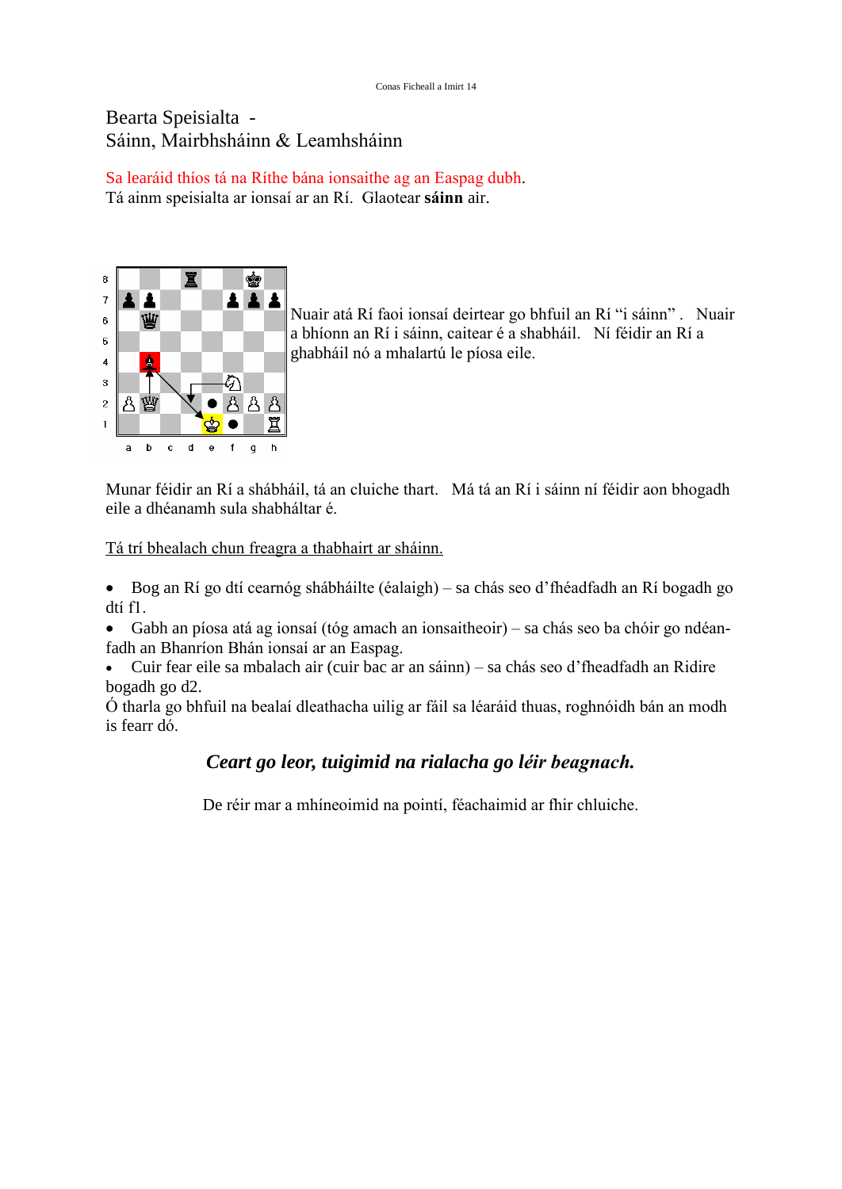Bearta Speisialta -
Sáinn, Mairbhsháinn & Leamhsháinn

Sa learáid thíos tá na Ríthe bána ionsaithe ag an Easpag dubh.
Tá ainm speisialta ar ionsaí ar an Rí. Glaotear **sáinn** air.

Nuair atá Rí faoi ionsaí deirtear go bhfuil an Rí "i sáinn". Nuair a bhíonn an Rí i sáinn, caitear é a shabháil. Ní féidir an Rí a ghabháil nó a mhalartú le píosa eile.

Munar féidir an Rí a shábháil, tá an cluiche thart. Má tá an Rí i sáinn ní féidir aon bhogadh eile a dhéanamh sula shabháltar é.

Tá trí bhealach chun freagra a thabhairt ar sháinn.

- Bog an Rí go dtí cearnóg shábháilte (éalaigh) – sa chás seo d'fhéadfadh an Rí bogadh go dtí f1.
- Gabh an píosa atá ag ionsaí (tóg amach an ionsaitheoir) – sa chás seo ba chóir go ndéanfadh an Bhanríon Bhán ionsaí ar an Easpag.
- Cuir fear eile sa mbalach air (cuir bac ar an sáinn) – sa chás seo d'fheadfadh an Ridire bogadh go d2.

Ó tharla go bhfuil na bealaí dleathacha uilig ar fáil sa léaráid thuas, roghnóidh bán an modh is fearr dó.

***Ceart go leor, tuigimid na rialacha go léir beagnach.***

De réir mar a mhíneoimid na pointí, féachaimid ar fhir chluiche.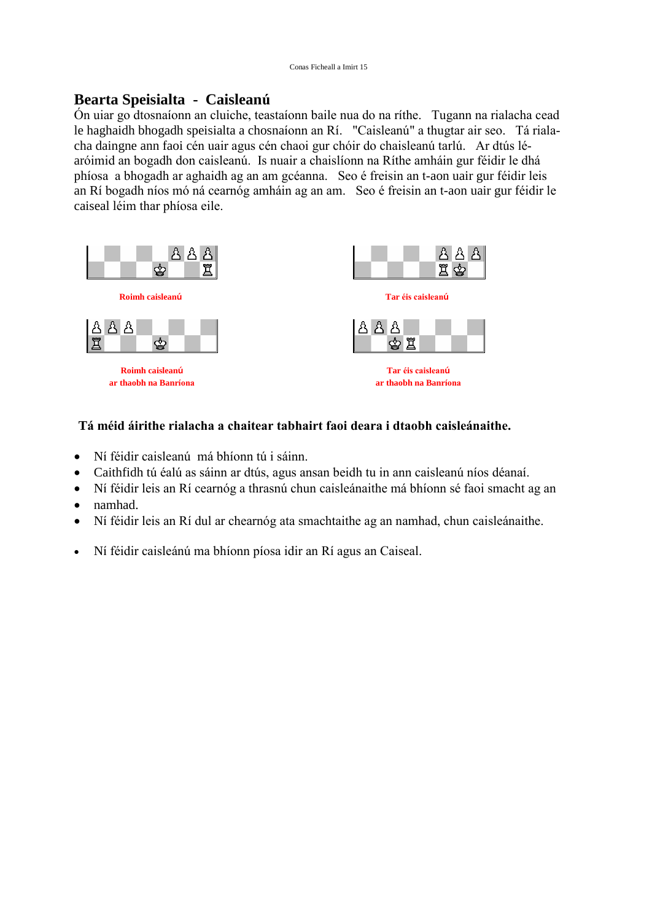## Bearta Speisialta - Caisleanú

Ón uiar go dtosnaíonn an cluiche, teastaíonn baile nua do na ríthe. Tugann na rialacha cead le haghaidh bhogadh speisialta a chosnaíonn an Rí. "Caisleanú" a thugtar air seo. Tá rialacha daingne ann faoi cén uair agus cén chaoi gur chóir do chaisleanú tarlú. Ar dtús léaróimid an bogadh don caisleanú. Is nuair a chaislíonn na Ríthe amháin gur féidir le dhá phíosa a bhogadh ar aghaidh ag an am gcéanna. Seo é freisin an t-aon uair gur féidir leis an Rí bogadh níos mó ná cearnóg amháin ag an am. Seo é freisin an t-aon uair gur féidir le caiseal léim thar phíosa eile.

**Roimh caisleanú**

**Tar éis caisleanú**

**Roimh caisleanú ar thaobh na Banríona**

**Tar éis caisleanú ar thaobh na Banríona**

**Tá méid áirithe rialacha a chaitear tabhairt faoi deara i dtaobh caisleánaithe.**

- Ní féidir caisleanú má bhíonn tú i sáinn.
- Caithfidh tú éalú as sáinn ar dtús, agus ansan beidh tu in ann caisleanú níos déanaí.
- Ní féidir leis an Rí cearnóg a thrasnú chun caisleánaithe má bhíonn sé faoi smacht ag an
- namhad.
- Ní féidir leis an Rí dul ar chearnóg ata smachtaithe ag an namhad, chun caisleánaithe.
- Ní féidir caisleánú ma bhíonn píosa idir an Rí agus an Caiseal.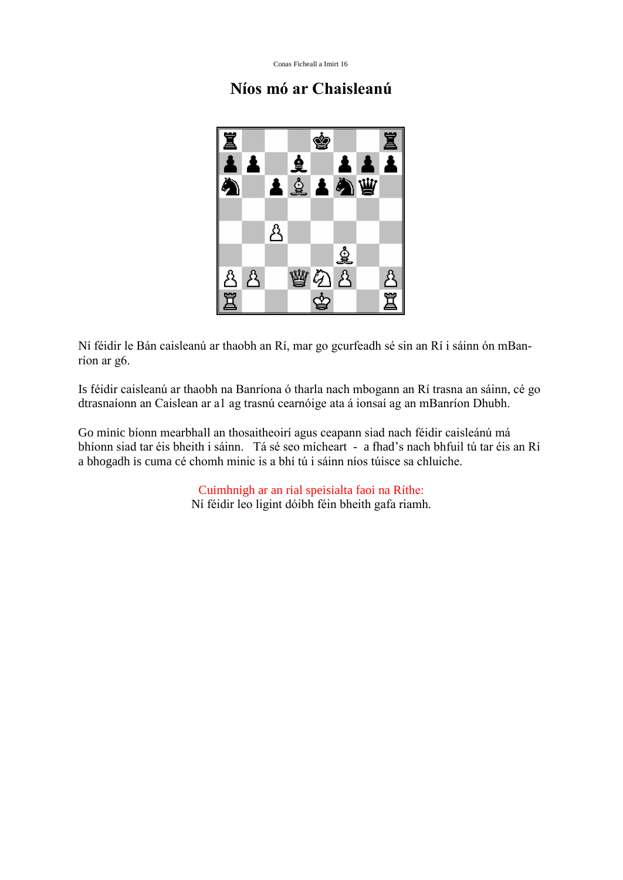# Níos mó ar Chaisleanú

Ní féidir le Bán caisleanú ar thaobh an Rí, mar go gcurfeadh sé sin an Rí i sáinn ón mBanríon ar g6.

Is féidir caisleanú ar thaobh na Banríona ó tharla nach mbogann an Rí trasna an sáinn, cé go dtrasnaíonn an Caislean ar a1 ag trasnú cearnóige ata á ionsaí ag an mBanríon Dhubh.

Go minic bíonn mearbhall an thosaitheoirí agus ceapann siad nach féidir caisleánú má bhíonn siad tar éis bheith i sáinn. Tá sé seo mícheart - a fhad's nach bhfuil tú tar éis an Rí a bhogadh is cuma cé chomh minic is a bhí tú i sáinn níos túisce sa chluiche.

Cuimhnigh ar an rial speisialta faoi na Ríthe:
Ní féidir leo ligint dóibh féin bheith gafa riamh.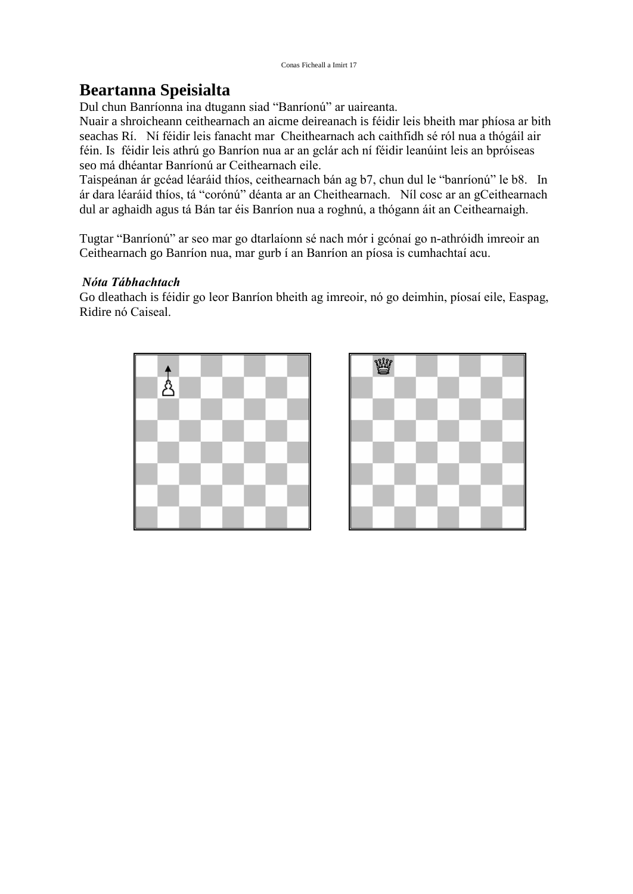# Beartanna Speisialta

Dul chun Banríonna ina dtugann siad "Banríonú" ar uaireanta.
Nuair a shroicheann ceithearnach an aicme deireanach is féidir leis bheith mar phíosa ar bith seachas Rí. Ní féidir leis fanacht mar Cheithearnach ach caithfidh sé ról nua a thógáil air féin. Is féidir leis athrú go Banríon nua ar an gclár ach ní féidir leanúint leis an bpróiseas seo má dhéantar Banríonú ar Ceithearnach eile.
Taispeánan ár gcéad léaráid thíos, ceithearnach bán ag b7, chun dul le "banríonú" le b8. In ár dara léaráid thíos, tá "corónú" déanta ar an Cheithearnach. Níl cosc ar an gCeithearnach dul ar aghaidh agus tá Bán tar éis Banríon nua a roghnú, a thógann áit an Ceithearnaigh.

Tugtar "Banríonú" ar seo mar go dtarlaíonn sé nach mór i gcónaí go n-athróidh imreoir an Ceithearnach go Banríon nua, mar gurb í an Banríon an píosa is cumhachtaí acu.

***Nóta Tábhachtach***

Go dleathach is féidir go leor Banríon bheith ag imreoir, nó go deimhin, píosaí eile, Easpag, Ridire nó Caiseal.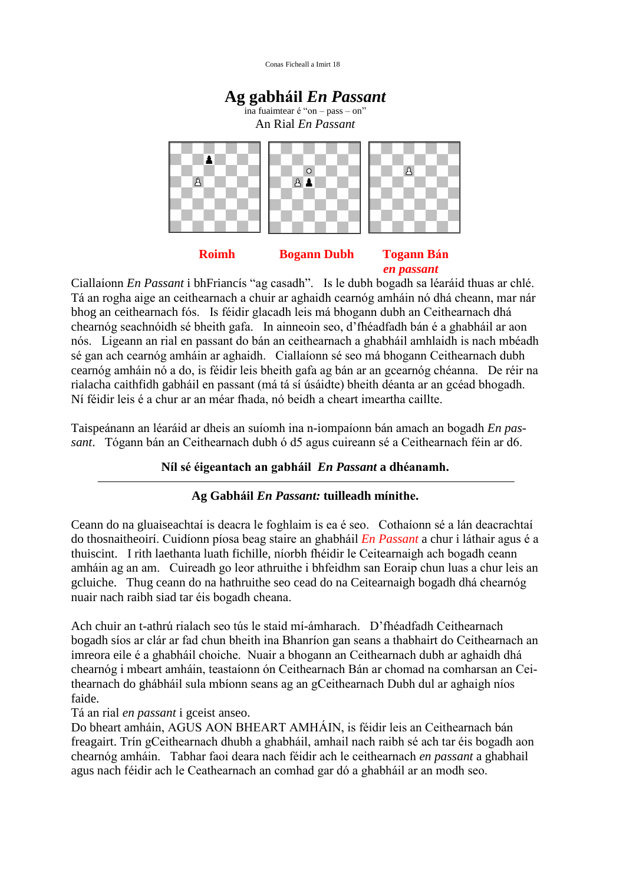# Ag gabháil *En Passant*

ina fuaimtear é "on – pass – on"

An Rial *En Passant*

**Roimh** **Bogann Dubh** **Togann Bán *en passant***

Ciallaíonn *En Passant* i bhFriancís "ag casadh". Is le dubh bogadh sa léaráid thuas ar chlé. Tá an rogha aige an ceithearnach a chuir ar aghaidh cearnóg amháin nó dhá cheann, mar nár bhog an ceithearnach fós. Is féidir glacadh leis má bhogann dubh an Ceithearnach dhá chearnóg seachnóidh sé bheith gafa. In ainneoin seo, d'fhéadfadh bán é a ghabháil ar aon nós. Ligeann an rial en passant do bán an ceithearnach a ghabháil amhlaidh is nach mbéadh sé gan ach cearnóg amháin ar aghaidh. Ciallaíonn sé seo má bhogann Ceithearnach dubh cearnóg amháin nó a do, is féidir leis bheith gafa ag bán ar an gcearnóg chéanna. De réir na rialacha caithfidh gabháil en passant (má tá sí úsáidte) bheith déanta ar an gcéad bhogadh. Ní féidir leis é a chur ar an méar fhada, nó beidh a cheart imeartha caillte.

Taispeánann an léaráid ar dheis an suíomh ina n-iompaíonn bán amach an bogadh *En passant*. Tógann bán an Ceithearnach dubh ó d5 agus cuireann sé a Ceithearnach féin ar d6.

**Níl sé éigeantach an gabháil *En Passant* a dhéanamh.**

---

## Ag Gabháil *En Passant:* tuilleadh mínithe.

Ceann do na gluaiseachtaí is deacra le foghlaim is ea é seo. Cothaíonn sé a lán deacrachtaí do thosnaitheoirí. Cuidíonn píosa beag staire an ghabháil *En Passant* a chur i láthair agus é a thuiscint. I rith laethanta luath fichille, níorbh fhéidir le Ceitearnaigh ach bogadh ceann amháin ag an am. Cuireadh go leor athruithe i bhfeidhm san Eoraip chun luas a chur leis an gcluiche. Thug ceann do na hathruithe seo cead do na Ceitearnaigh bogadh dhá chearnóg nuair nach raibh siad tar éis bogadh cheana.

Ach chuir an t-athrú rialach seo tús le staid mí-ámharach. D'fhéadfadh Ceithearnach bogadh síos ar clár ar fad chun bheith ina Bhanríon gan seans a thabhairt do Ceithearnach an imreora eile é a ghabháil choiche. Nuair a bhogann an Ceithearnach dubh ar aghaidh dhá chearnóg i mbeart amháin, teastaíonn ón Ceithearnach Bán ar chomad na comharsan an Ceithearnach do ghábháil sula mbíonn seans ag an gCeithearnach Dubh dul ar aghaigh níos faide.

Tá an rial *en passant* i gceist anseo.

Do bheart amháin, AGUS AON BHEART AMHÁIN, is féidir leis an Ceithearnach bán freagairt. Trín gCeithearnach dhubh a ghabháil, amhail nach raibh sé ach tar éis bogadh aon chearnóg amháin. Tabhar faoi deara nach féidir ach le ceithearnach *en passant* a ghabhail agus nach féidir ach le Ceathearnach an comhad gar dó a ghabháil ar an modh seo.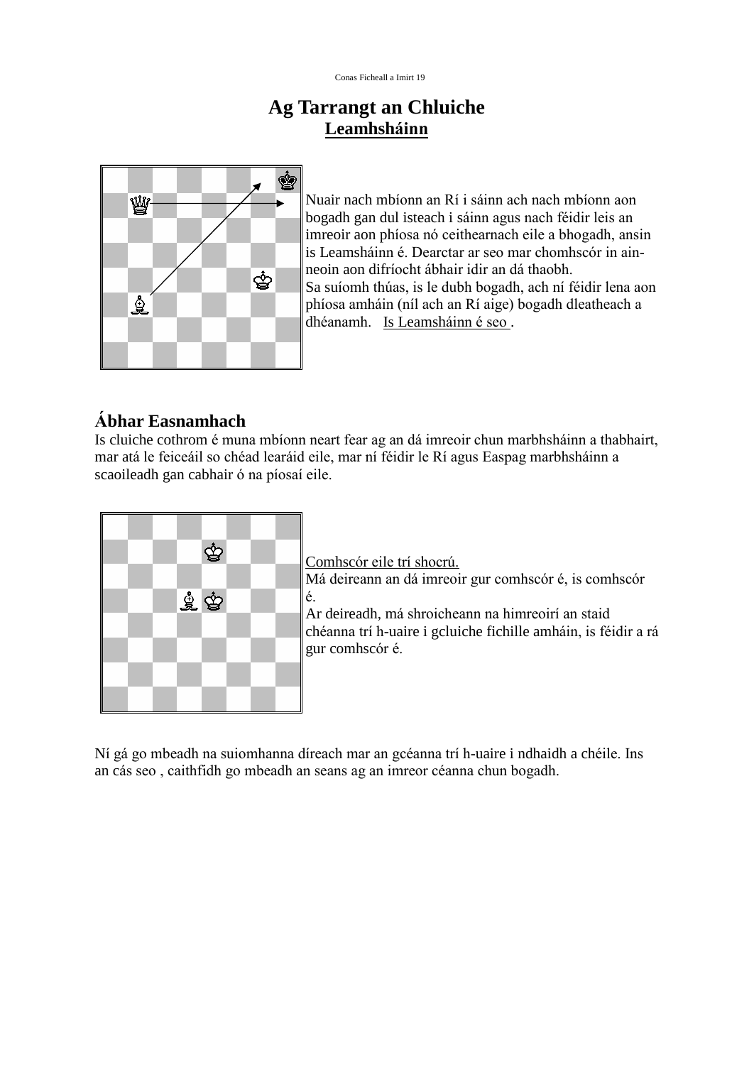# Ag Tarrangt an Chluiche

## Leamhsháinn

Nuair nach mbíonn an Rí i sáinn ach nach mbíonn aon bogadh gan dul isteach i sáinn agus nach féidir leis an imreoir aon phíosa nó ceithearnach eile a bhogadh, ansin is Leamsháinn é. Dearctar ar seo mar chomhscór in ain-neoin aon difríocht ábhair idir an dá thaobh.
Sa suíomh thúas, is le dubh bogadh, ach ní féidir lena aon phíosa amháin (níl ach an Rí aige) bogadh dleatheach a dhéanamh. Is Leamsháinn é seo .

### Ábhar Easnamhach

Is cluiche cothrom é muna mbíonn neart fear ag an dá imreoir chun marbhsháinn a thabhairt, mar atá le feiceáil so chéad learáid eile, mar ní féidir le Rí agus Easpag marbhsháinn a scaoileadh gan cabhair ó na píosaí eile.

Comhscór eile trí shocrú.
Má deireann an dá imreoir gur comhscór é, is comhscór é.
Ar deireadh, má shroicheann na himreoirí an staid chéanna trí h-uaire i gcluiche fichille amháin, is féidir a rá gur comhscór é.

Ní gá go mbeadh na suiomhanna díreach mar an gcéanna trí h-uaire i ndhaidh a chéile. Ins an cás seo , caithfidh go mbeadh an seans ag an imreor céanna chun bogadh.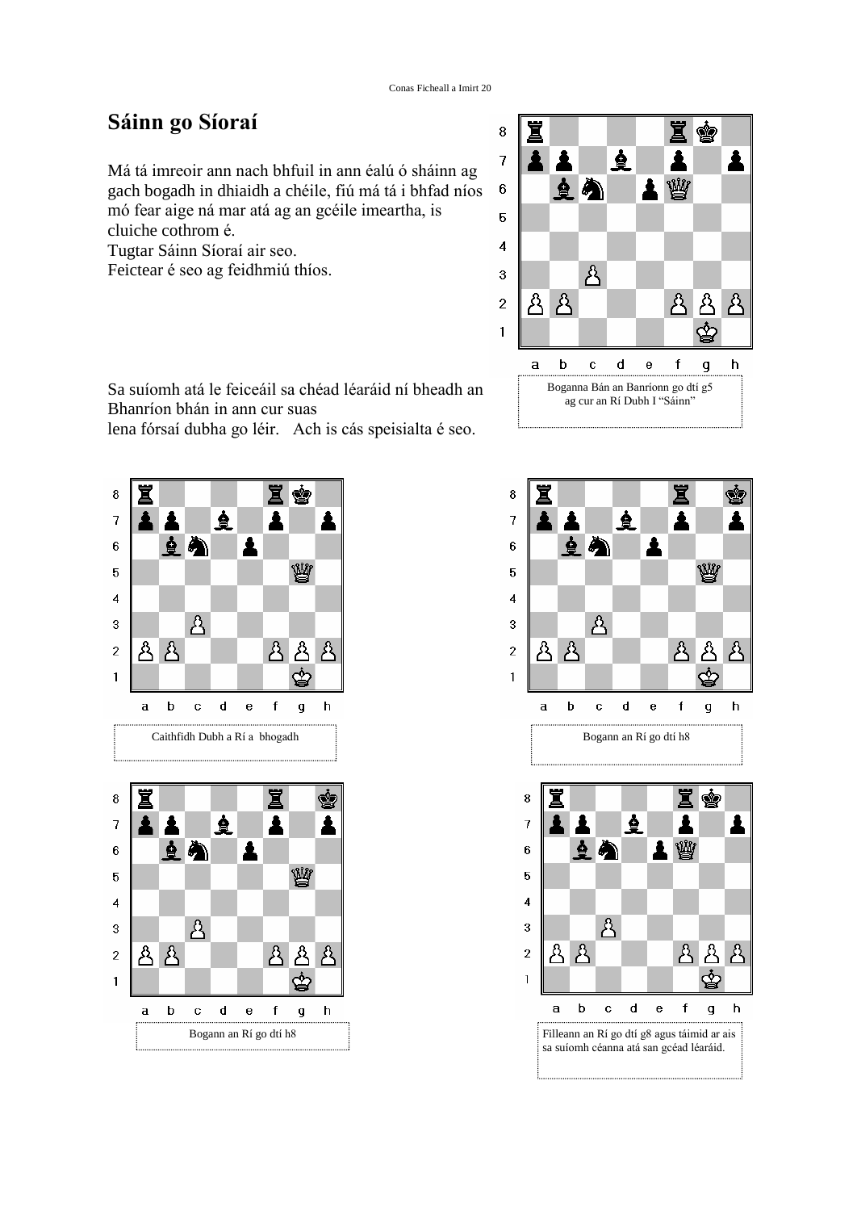# Sáinn go Síoraí

Má tá imreoir ann nach bhfuil in ann éalú ó sháinn ag gach bogadh in dhiaidh a chéile, fiú má tá i bhfad níos mó fear aige ná mar atá ag an gcéile imeartha, is cluiche cothrom é.
Tugtar Sáinn Síoraí air seo.
Feictear é seo ag feidhmiú thíos.

Boganna Bán an Banríonn go dtí g5 ag cur an Rí Dubh I "Sáinn"

Sa suíomh atá le feiceáil sa chéad léaráid ní bheadh an Bhanríon bhán in ann cur suas lena fórsaí dubha go léir. Ach is cás speisialta é seo.

Caithfidh Dubh a Rí a bhogadh

Bogann an Rí go dtí h8

Bogann an Rí go dtí h8

Filleann an Rí go dtí g8 agus táimid ar ais sa suíomh céanna atá san gcéad léaráid.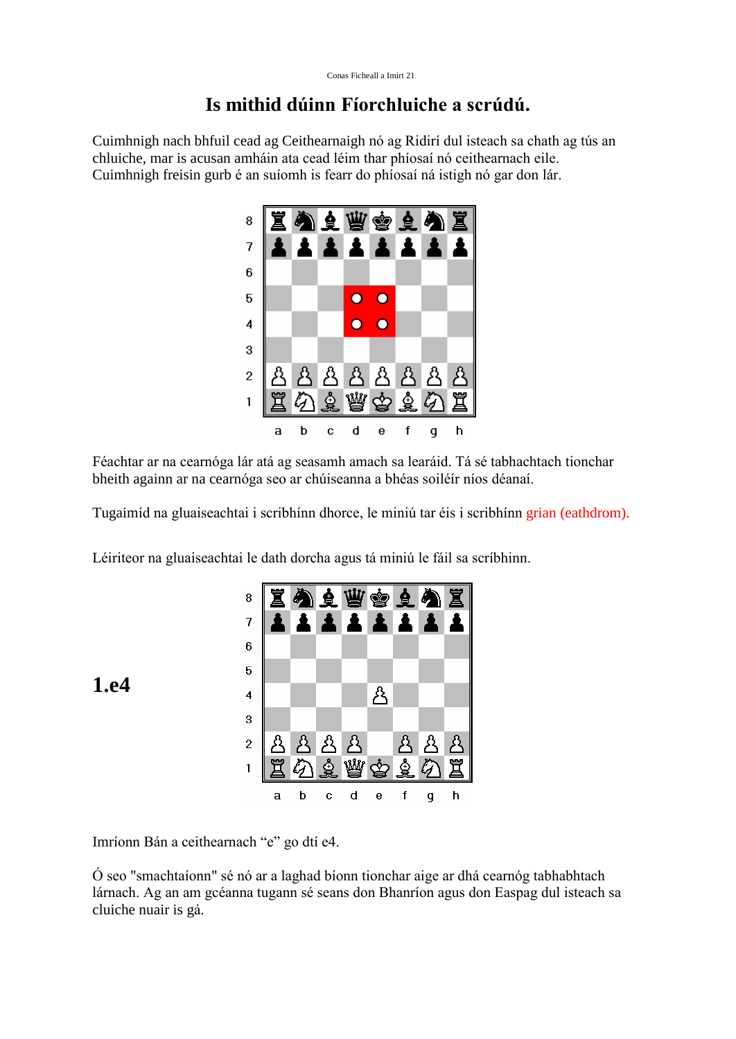# Is mithid dúinn Fíorchluiche a scrúdú.

Cuimhnigh nach bhfuil cead ag Ceithearnaigh nó ag Ridirí dul isteach sa chath ag tús an chluiche, mar is acusan amháin ata cead léim thar phíosaí nó ceithearnach eile. Cuimhnigh freisin gurb é an suíomh is fearr do phíosaí ná istigh nó gar don lár.

Féachtar ar na cearnóga lár atá ag seasamh amach sa learáid. Tá sé tabhachtach tionchar bheith againn ar na cearnóga seo ar chúiseanna a bhéas soiléir níos déanaí.

Tugaimíd na gluaiseachtai i scribhínn dhorce, le miniú tar éis i scribhínn grian (eathdrom).

Léiriteor na gluaiseachtai le dath dorcha agus tá miniú le fáil sa scríbhinn.

**1.e4**

Imríonn Bán a ceithearnach "e" go dtí e4.

Ó seo "smachtaíonn" sé nó ar a laghad bíonn tionchar aige ar dhá cearnóg tabhabhtach lárnach. Ag an am gcéanna tugann sé seans don Bhanríon agus don Easpag dul isteach sa cluiche nuair is gá.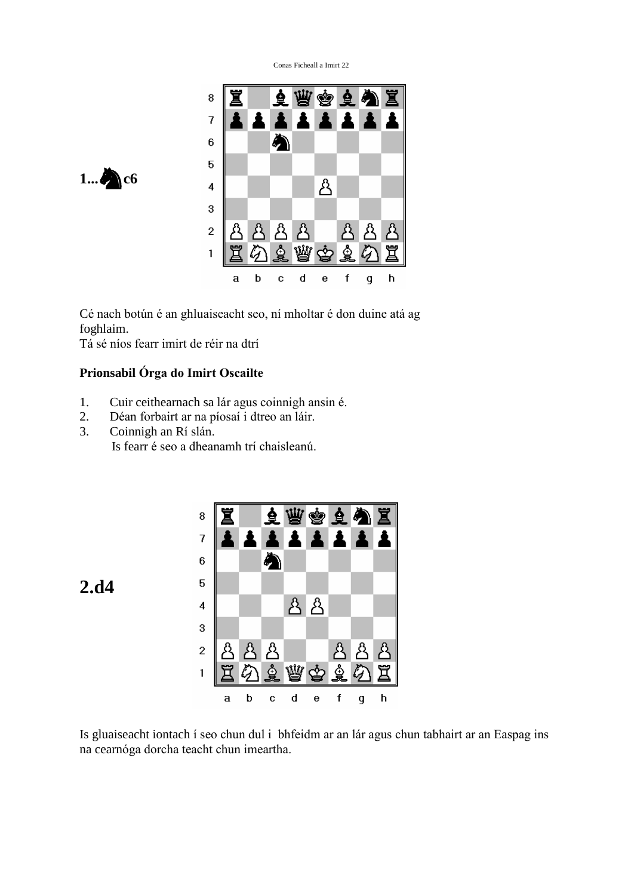**1...♞c6**

Cé nach botún é an ghluaiseacht seo, ní mholtar é don duine atá ag foghlaim.
Tá sé níos fearr imirt de réir na dtrí

**Prionsabil Órga do Imirt Oscailte**

1. Cuir ceithearnach sa lár agus coinnigh ansin é.
2. Déan forbairt ar na píosaí i dtreo an láir.
3. Coinnigh an Rí slán.
   Is fearr é seo a dheanamh trí chaisleanú.

**2.d4**

Is gluaiseacht iontach í seo chun dul i bhfeidm ar an lár agus chun tabhairt ar an Easpag ins na cearnóga dorcha teacht chun imeartha.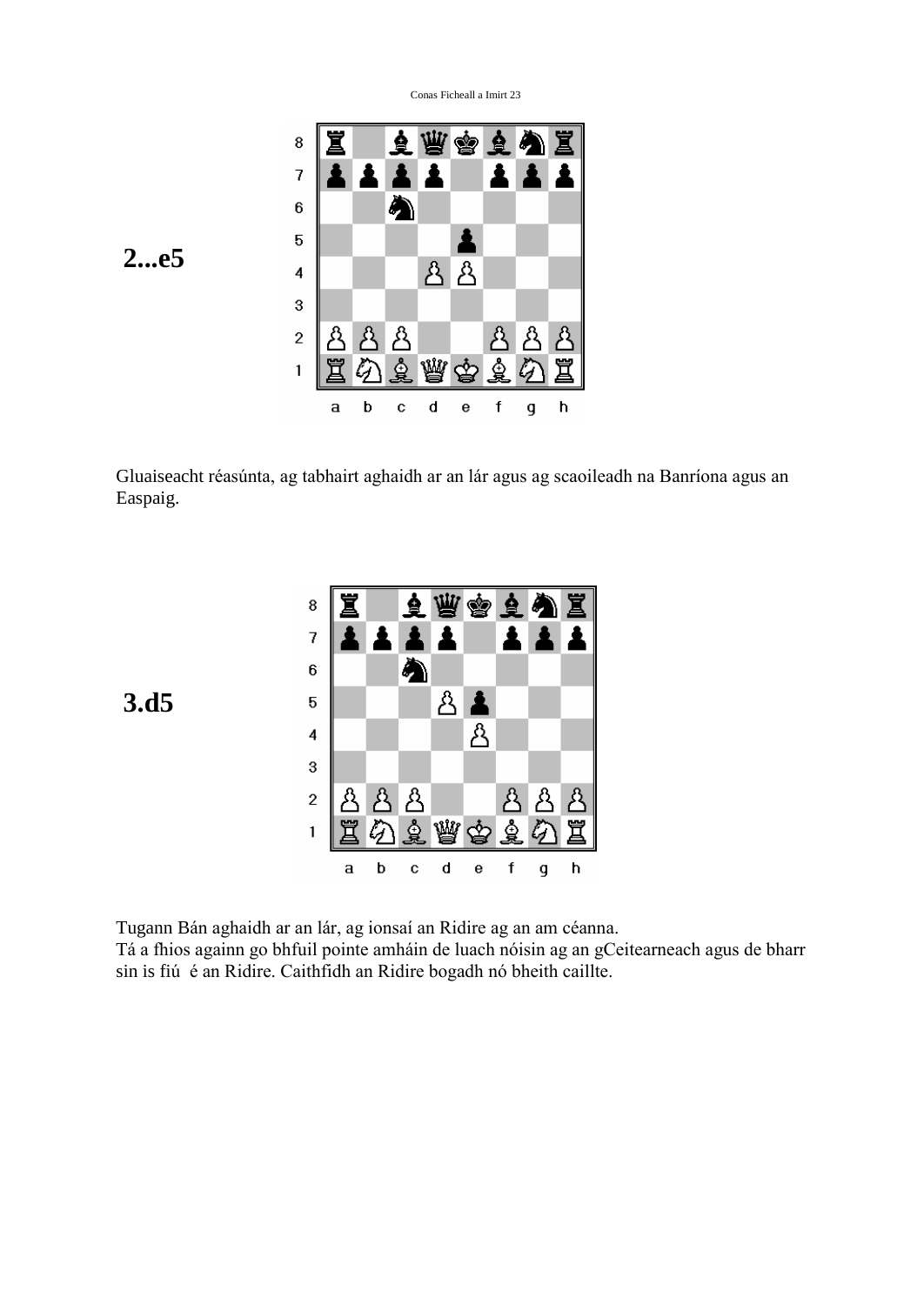**2...e5**

Gluaiseacht réasúnta, ag tabhairt aghaidh ar an lár agus ag scaoileadh na Banríona agus an Easpaig.

**3.d5**

Tugann Bán aghaidh ar an lár, ag ionsaí an Ridire ag an am céanna.
Tá a fhios againn go bhfuil pointe amháin de luach nóisin ag an gCeitearneach agus de bharr sin is fiú é an Ridire. Caithfidh an Ridire bogadh nó bheith caillte.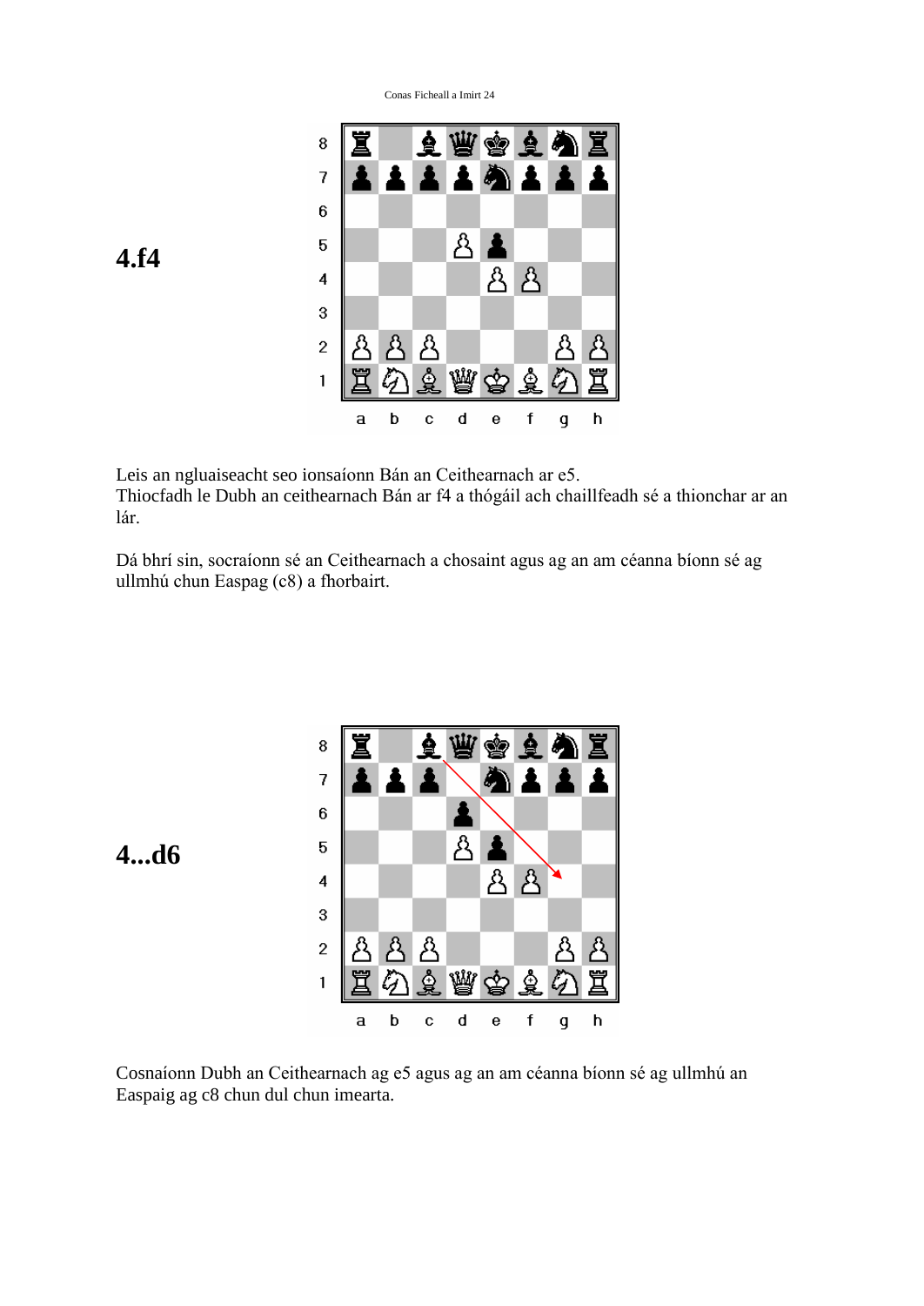**4.f4**

Leis an ngluaiseacht seo ionsaíonn Bán an Ceithearnach ar e5.
Thiocfadh le Dubh an ceithearnach Bán ar f4 a thógáil ach chaillfeadh sé a thionchar ar an lár.

Dá bhrí sin, socraíonn sé an Ceithearnach a chosaint agus ag an am céanna bíonn sé ag ullmhú chun Easpag (c8) a fhorbairt.

**4...d6**

Cosnaíonn Dubh an Ceithearnach ag e5 agus ag an am céanna bíonn sé ag ullmhú an Easpaig ag c8 chun dul chun imearta.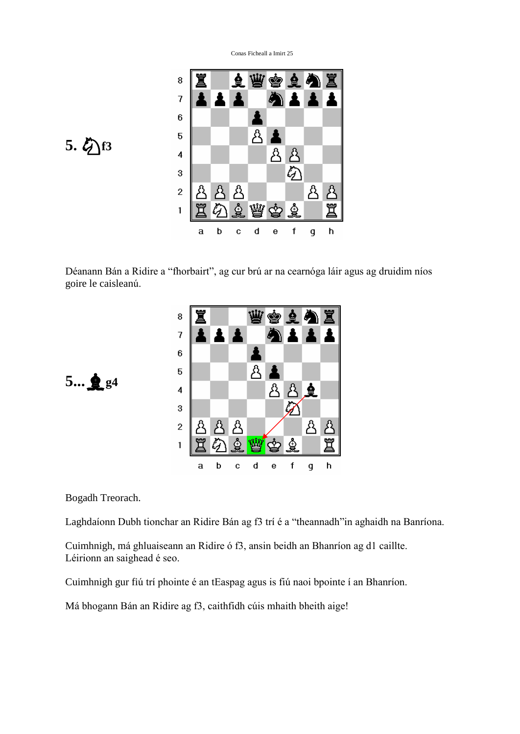**5. ♘f3**

Déanann Bán a Ridire a "fhorbairt", ag cur brú ar na cearnóga láir agus ag druidim níos goire le caisleanú.

**5... ♝g4**

Bogadh Treorach.

Laghdaíonn Dubh tionchar an Ridire Bán ag f3 trí é a "theannadh"in aghaidh na Banríona.

Cuimhnigh, má ghluaiseann an Ridire ó f3, ansin beidh an Bhanríon ag d1 caillte. Léirionn an saighead é seo.

Cuimhnigh gur fiú trí phointe é an tEaspag agus is fiú naoi bpointe í an Bhanríon.

Má bhogann Bán an Ridire ag f3, caithfidh cúis mhaith bheith aige!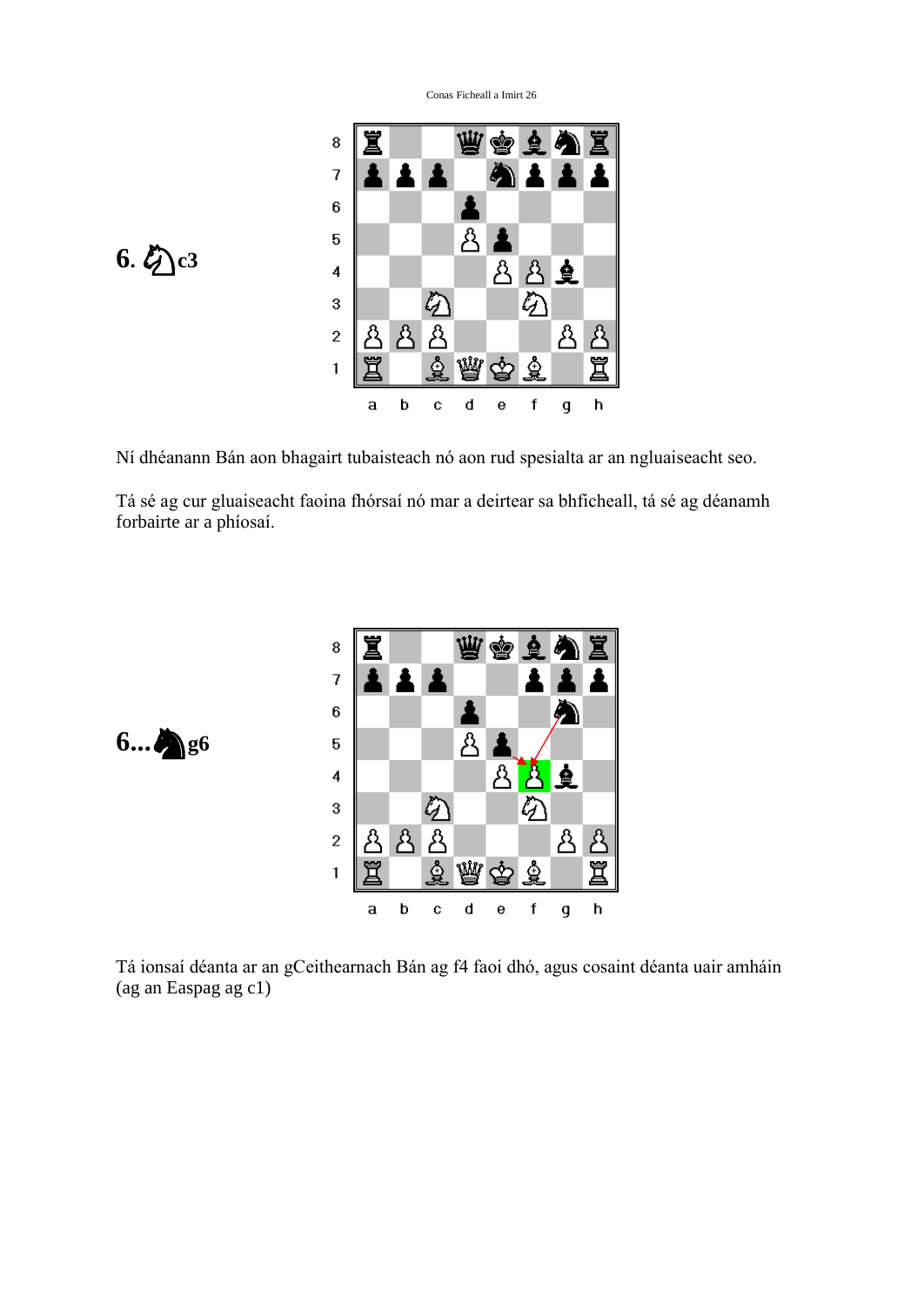**6. ♘c3**

Ní dhéanann Bán aon bhagairt tubaisteach nó aon rud spesialta ar an ngluaiseacht seo.

Tá sé ag cur gluaiseacht faoina fhórsaí nó mar a deirtear sa bhficheall, tá sé ag déanamh forbairte ar a phíosaí.

**6...♞g6**

Tá ionsaí déanta ar an gCeithearnach Bán ag f4 faoi dhó, agus cosaint déanta uair amháin (ag an Easpag ag c1)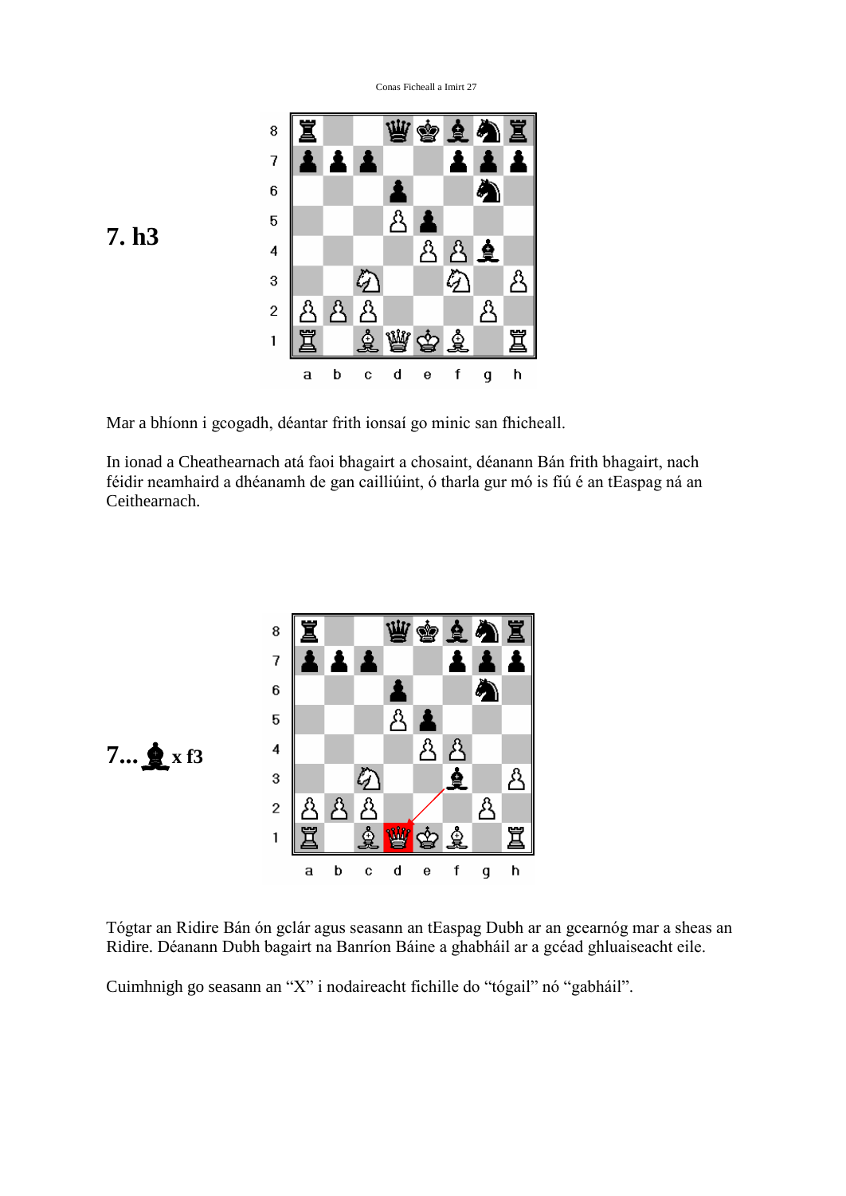**7. h3**

Mar a bhíonn i gcogadh, déantar frith ionsaí go minic san fhicheall.

In ionad a Cheathearnach atá faoi bhagairt a chosaint, déanann Bán frith bhagairt, nach féidir neamhaird a dhéanamh de gan cailliúint, ó tharla gur mó is fiú é an tEaspag ná an Ceithearnach.

**7... ♝ x f3**

Tógtar an Ridire Bán ón gclár agus seasann an tEaspag Dubh ar an gcearnóg mar a sheas an Ridire. Déanann Dubh bagairt na Banríon Báine a ghabháil ar a gcéad ghluaiseacht eile.

Cuimhnigh go seasann an "X" i nodaireacht fichille do "tógail" nó "gabháil".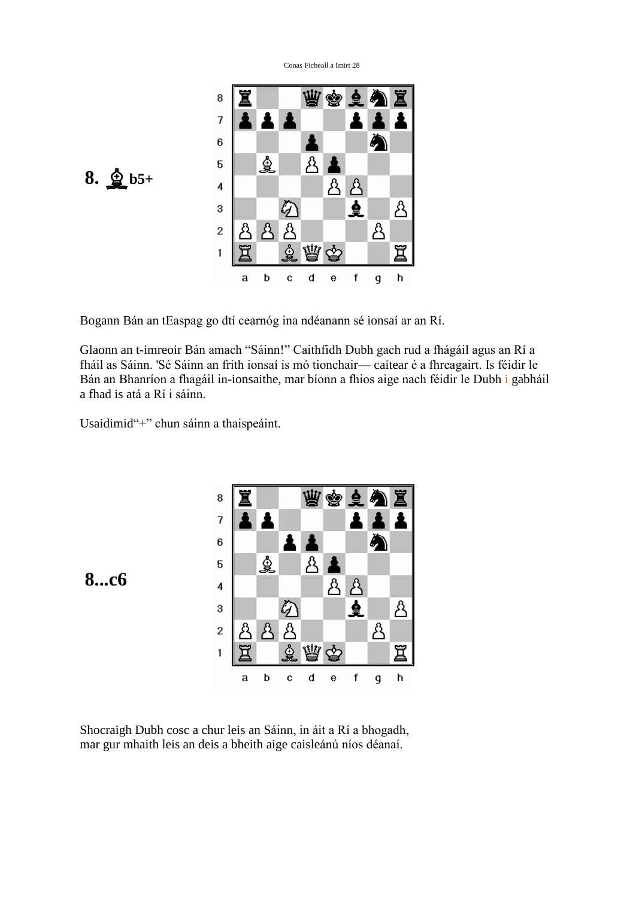**8. ♗b5+**

Bogann Bán an tEaspag go dtí cearnóg ina ndéanann sé ionsaí ar an Rí.

Glaonn an t-imreoir Bán amach "Sáinn!" Caithfidh Dubh gach rud a fhágáil agus an Rí a fháil as Sáinn. 'Sé Sáinn an frith ionsaí is mó tionchair— caitear é a fhreagairt. Is féidir le Bán an Bhanríon a fhagáil in-ionsaithe, mar bíonn a fhios aige nach féidir le Dubh i gabháil a fhad is atá a Rí i sáinn.

Usaidimid"+" chun sáinn a thaispeáint.

**8...c6**

Shocraigh Dubh cosc a chur leis an Sáinn, in áit a Rí a bhogadh, mar gur mhaith leis an deis a bheith aige caisleánú níos déanaí.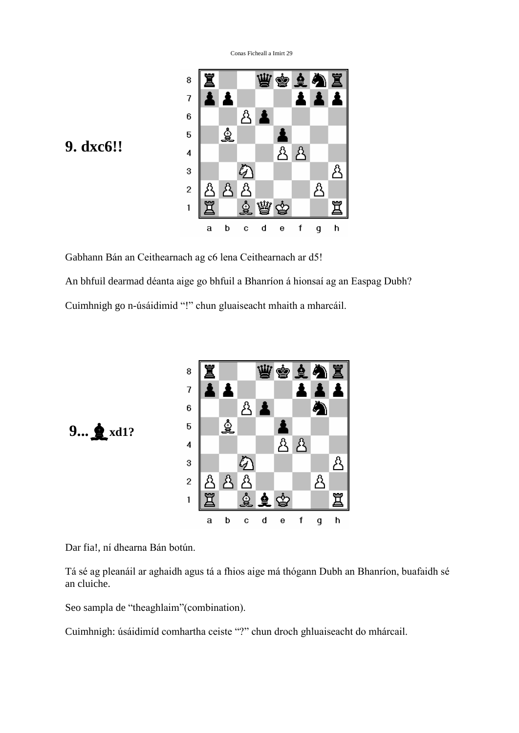**9. dxc6!!**

Gabhann Bán an Ceithearnach ag c6 lena Ceithearnach ar d5!

An bhfuil dearmad déanta aige go bhfuil a Bhanríon á hionsaí ag an Easpag Dubh?

Cuimhnigh go n-úsáidimid "!" chun gluaiseacht mhaith a mharcáil.

**9... ♝xd1?**

Dar fia!, ní dhearna Bán botún.

Tá sé ag pleanáil ar aghaidh agus tá a fhios aige má thógann Dubh an Bhanríon, buafaidh sé an cluiche.

Seo sampla de "theaghlaim"(combination).

Cuimhnigh: úsáidimíd comhartha ceiste "?" chun droch ghluaiseacht do mhárcail.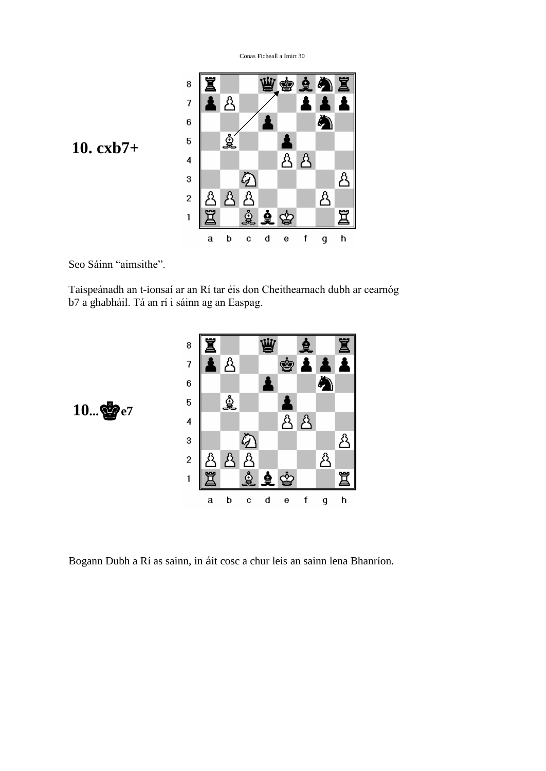**10. cxb7+**

Seo Sáinn “aimsithe”.

Taispeánadh an t-ionsaí ar an Rí tar éis don Cheithearnach dubh ar cearnóg b7 a ghabháil. Tá an rí i sáinn ag an Easpag.

**10...♚e7**

Bogann Dubh a Rí as sainn, in áit cosc a chur leis an sainn lena Bhanríon.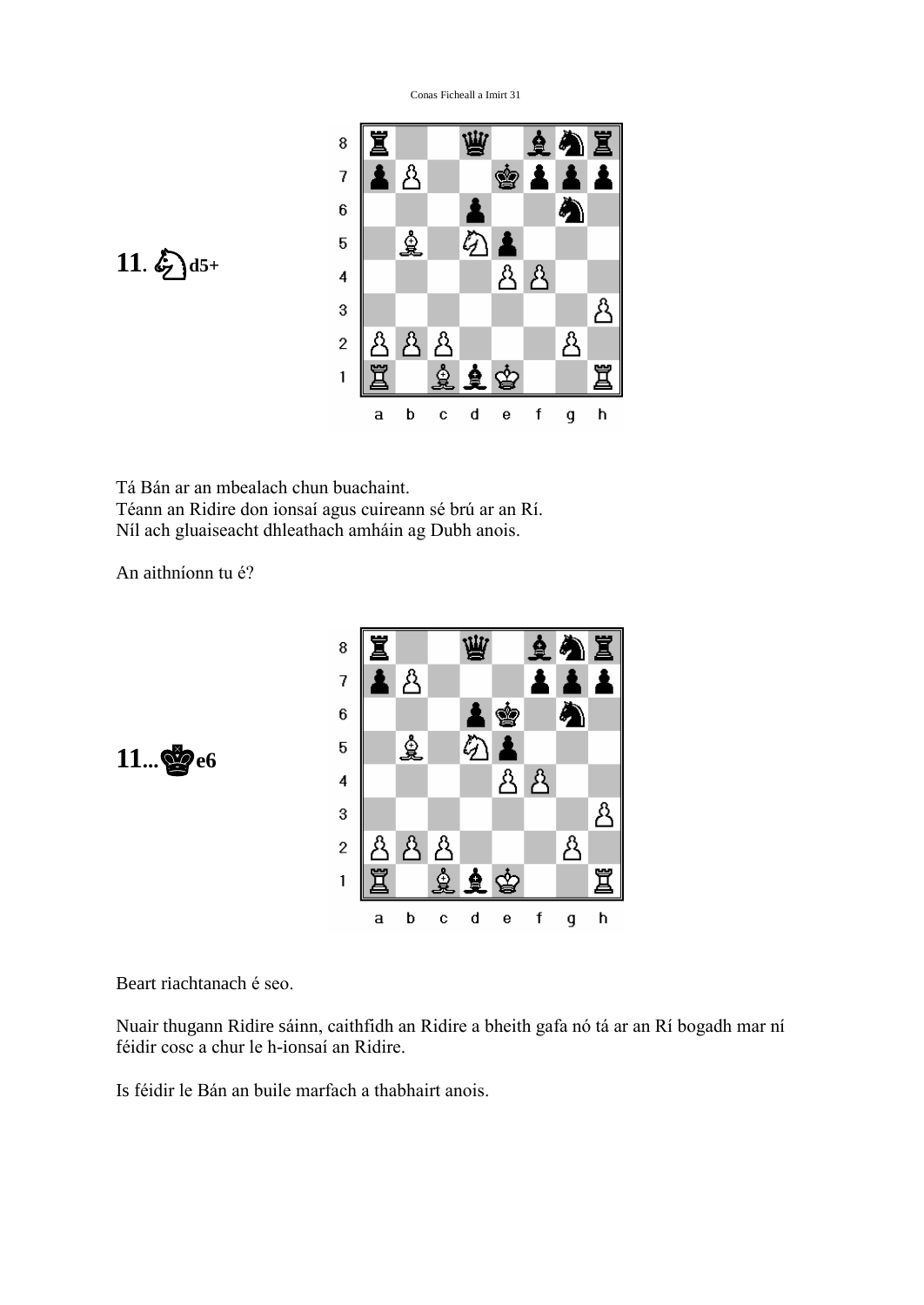**11. ♘d5+**

Tá Bán ar an mbealach chun buachaint.
Téann an Ridire don ionsaí agus cuireann sé brú ar an Rí.
Níl ach gluaiseacht dhleathach amháin ag Dubh anois.

An aithníonn tu é?

**11...♚e6**

Beart riachtanach é seo.

Nuair thugann Ridire sáinn, caithfidh an Ridire a bheith gafa nó tá ar an Rí bogadh mar ní féidir cosc a chur le h-ionsaí an Ridire.

Is féidir le Bán an buile marfach a thabhairt anois.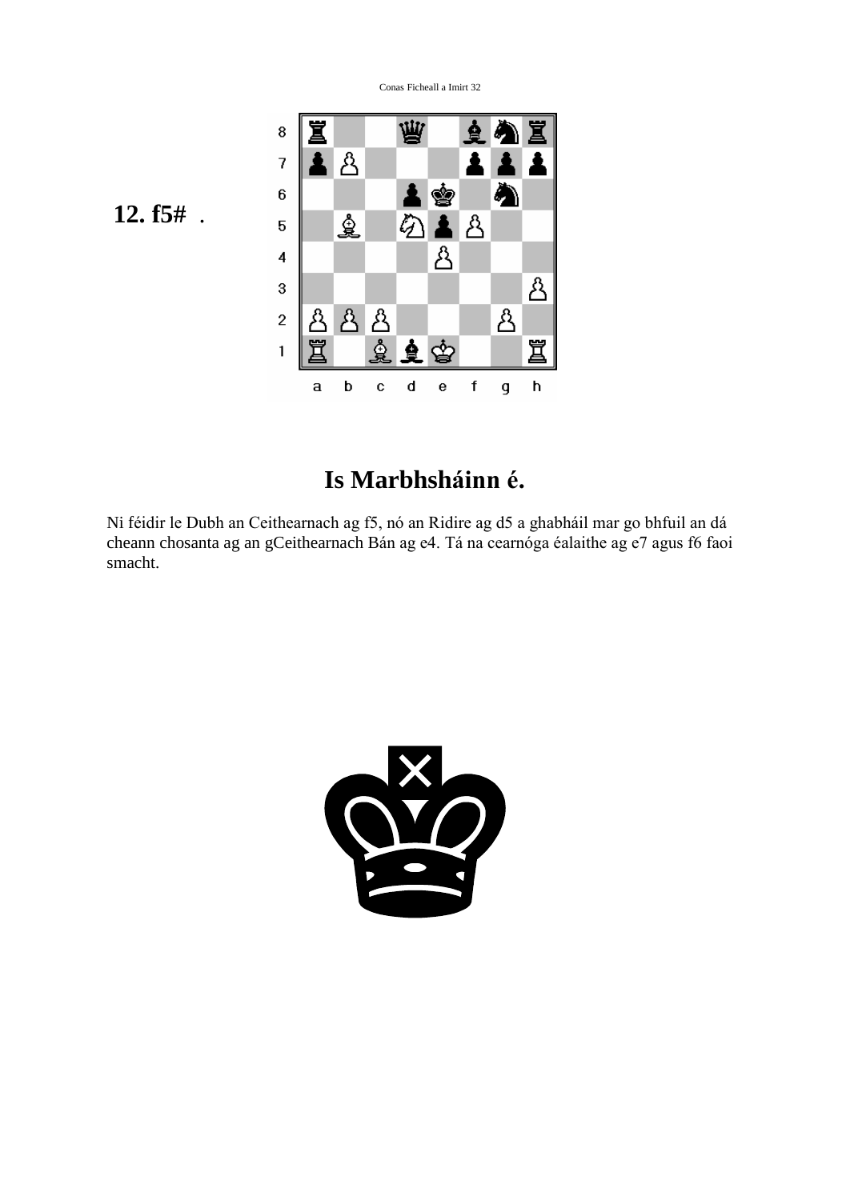**12. f5#** .

# Is Marbhsháinn é.

Ni féidir le Dubh an Ceithearnach ag f5, nó an Ridire ag d5 a ghabháil mar go bhfuil an dá cheann chosanta ag an gCeithearnach Bán ag e4. Tá na cearnóga éalaithe ag e7 agus f6 faoi smacht.